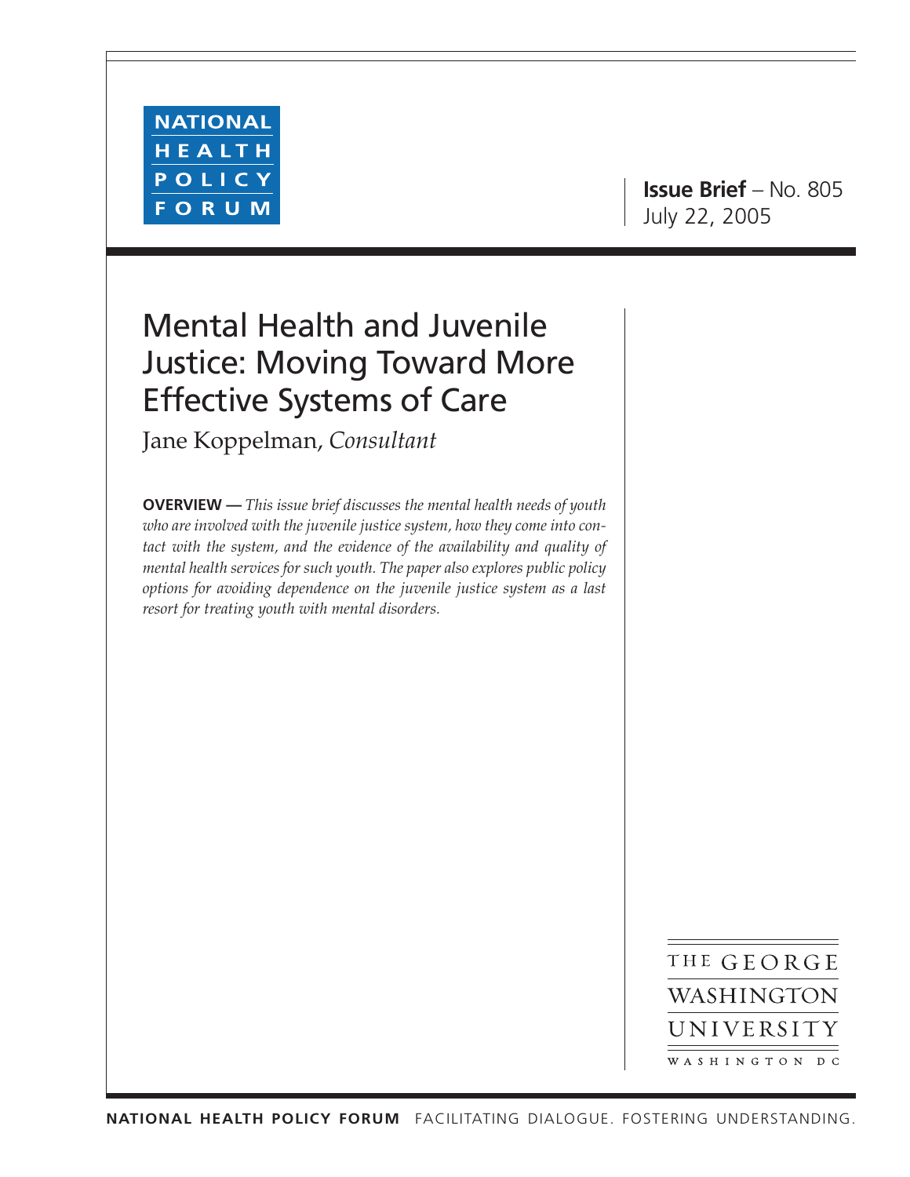NATIONAL HEALTH POLICY FORUM

**Issue Brief** – No. 805
July 22, 2005

# Mental Health and Juvenile Justice: Moving Toward More Effective Systems of Care

Jane Koppelman, *Consultant*

**OVERVIEW —** *This issue brief discusses the mental health needs of youth who are involved with the juvenile justice system, how they come into contact with the system, and the evidence of the availability and quality of mental health services for such youth. The paper also explores public policy options for avoiding dependence on the juvenile justice system as a last resort for treating youth with mental disorders.*

THE GEORGE WASHINGTON UNIVERSITY
WASHINGTON DC

**NATIONAL HEALTH POLICY FORUM** FACILITATING DIALOGUE. FOSTERING UNDERSTANDING.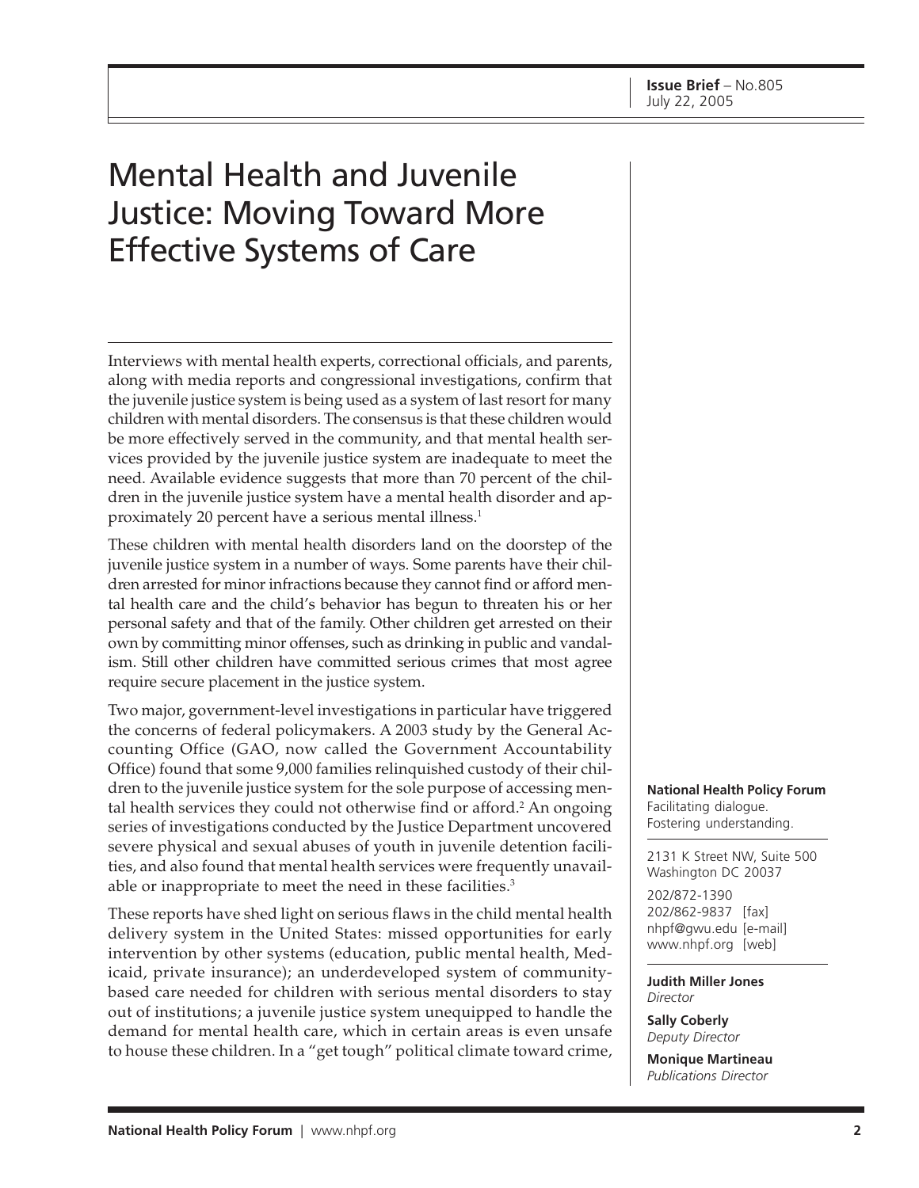**Issue Brief** – No.805
July 22, 2005

# Mental Health and Juvenile Justice: Moving Toward More Effective Systems of Care

Interviews with mental health experts, correctional officials, and parents, along with media reports and congressional investigations, confirm that the juvenile justice system is being used as a system of last resort for many children with mental disorders. The consensus is that these children would be more effectively served in the community, and that mental health services provided by the juvenile justice system are inadequate to meet the need. Available evidence suggests that more than 70 percent of the children in the juvenile justice system have a mental health disorder and approximately 20 percent have a serious mental illness.[1]

These children with mental health disorders land on the doorstep of the juvenile justice system in a number of ways. Some parents have their children arrested for minor infractions because they cannot find or afford mental health care and the child's behavior has begun to threaten his or her personal safety and that of the family. Other children get arrested on their own by committing minor offenses, such as drinking in public and vandalism. Still other children have committed serious crimes that most agree require secure placement in the justice system.

Two major, government-level investigations in particular have triggered the concerns of federal policymakers. A 2003 study by the General Accounting Office (GAO, now called the Government Accountability Office) found that some 9,000 families relinquished custody of their children to the juvenile justice system for the sole purpose of accessing mental health services they could not otherwise find or afford.[2] An ongoing series of investigations conducted by the Justice Department uncovered severe physical and sexual abuses of youth in juvenile detention facilities, and also found that mental health services were frequently unavailable or inappropriate to meet the need in these facilities.[3]

These reports have shed light on serious flaws in the child mental health delivery system in the United States: missed opportunities for early intervention by other systems (education, public mental health, Medicaid, private insurance); an underdeveloped system of community-based care needed for children with serious mental disorders to stay out of institutions; a juvenile justice system unequipped to handle the demand for mental health care, which in certain areas is even unsafe to house these children. In a "get tough" political climate toward crime,

**National Health Policy Forum**
Facilitating dialogue.
Fostering understanding.

2131 K Street NW, Suite 500
Washington DC 20037

202/872-1390
202/862-9837 [fax]
nhpf@gwu.edu [e-mail]
www.nhpf.org [web]

**Judith Miller Jones**
*Director*

**Sally Coberly**
*Deputy Director*

**Monique Martineau**
*Publications Director*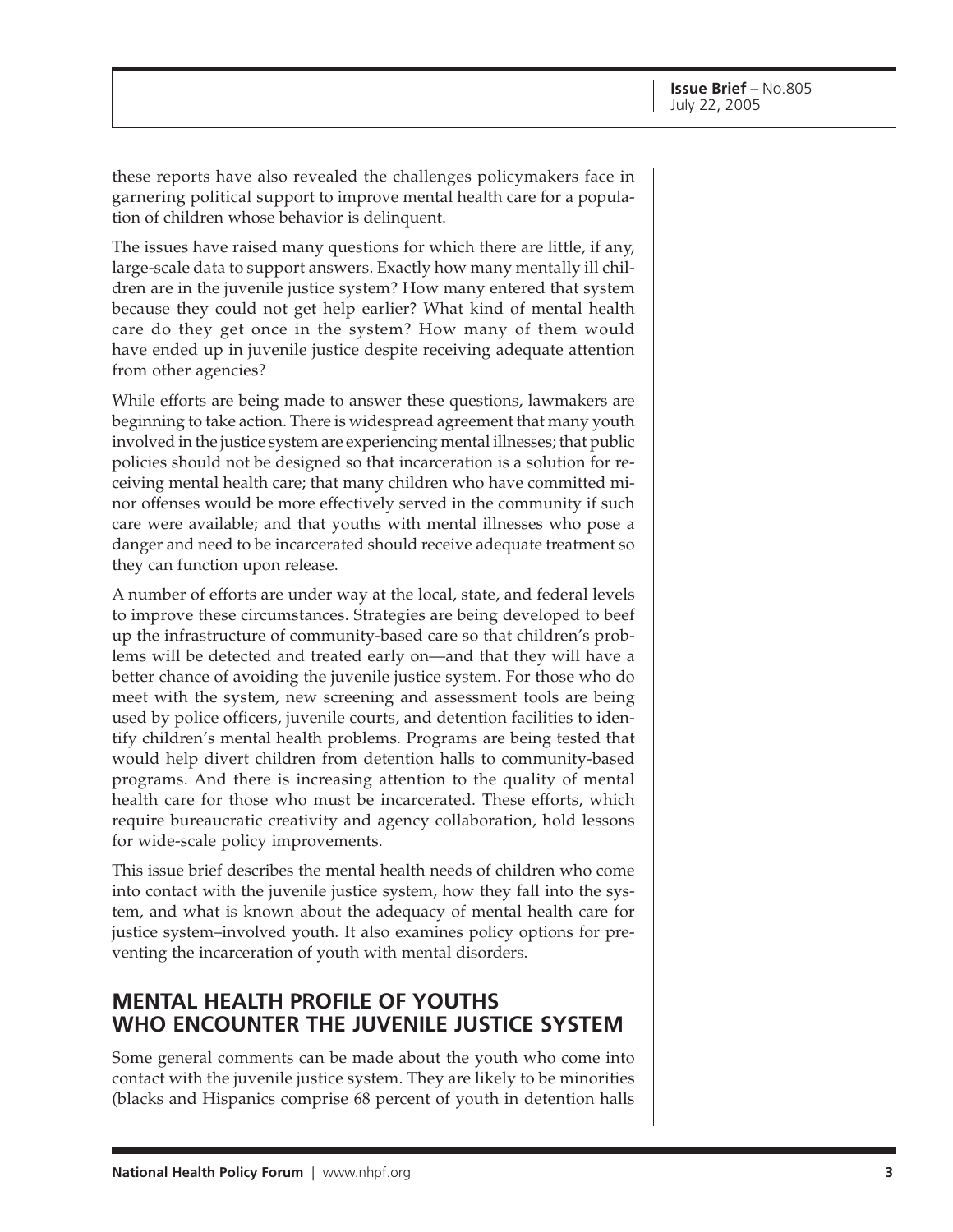these reports have also revealed the challenges policymakers face in garnering political support to improve mental health care for a population of children whose behavior is delinquent.

The issues have raised many questions for which there are little, if any, large-scale data to support answers. Exactly how many mentally ill children are in the juvenile justice system? How many entered that system because they could not get help earlier? What kind of mental health care do they get once in the system? How many of them would have ended up in juvenile justice despite receiving adequate attention from other agencies?

While efforts are being made to answer these questions, lawmakers are beginning to take action. There is widespread agreement that many youth involved in the justice system are experiencing mental illnesses; that public policies should not be designed so that incarceration is a solution for receiving mental health care; that many children who have committed minor offenses would be more effectively served in the community if such care were available; and that youths with mental illnesses who pose a danger and need to be incarcerated should receive adequate treatment so they can function upon release.

A number of efforts are under way at the local, state, and federal levels to improve these circumstances. Strategies are being developed to beef up the infrastructure of community-based care so that children's problems will be detected and treated early on—and that they will have a better chance of avoiding the juvenile justice system. For those who do meet with the system, new screening and assessment tools are being used by police officers, juvenile courts, and detention facilities to identify children's mental health problems. Programs are being tested that would help divert children from detention halls to community-based programs. And there is increasing attention to the quality of mental health care for those who must be incarcerated. These efforts, which require bureaucratic creativity and agency collaboration, hold lessons for wide-scale policy improvements.

This issue brief describes the mental health needs of children who come into contact with the juvenile justice system, how they fall into the system, and what is known about the adequacy of mental health care for justice system–involved youth. It also examines policy options for preventing the incarceration of youth with mental disorders.

## MENTAL HEALTH PROFILE OF YOUTHS WHO ENCOUNTER THE JUVENILE JUSTICE SYSTEM

Some general comments can be made about the youth who come into contact with the juvenile justice system. They are likely to be minorities (blacks and Hispanics comprise 68 percent of youth in detention halls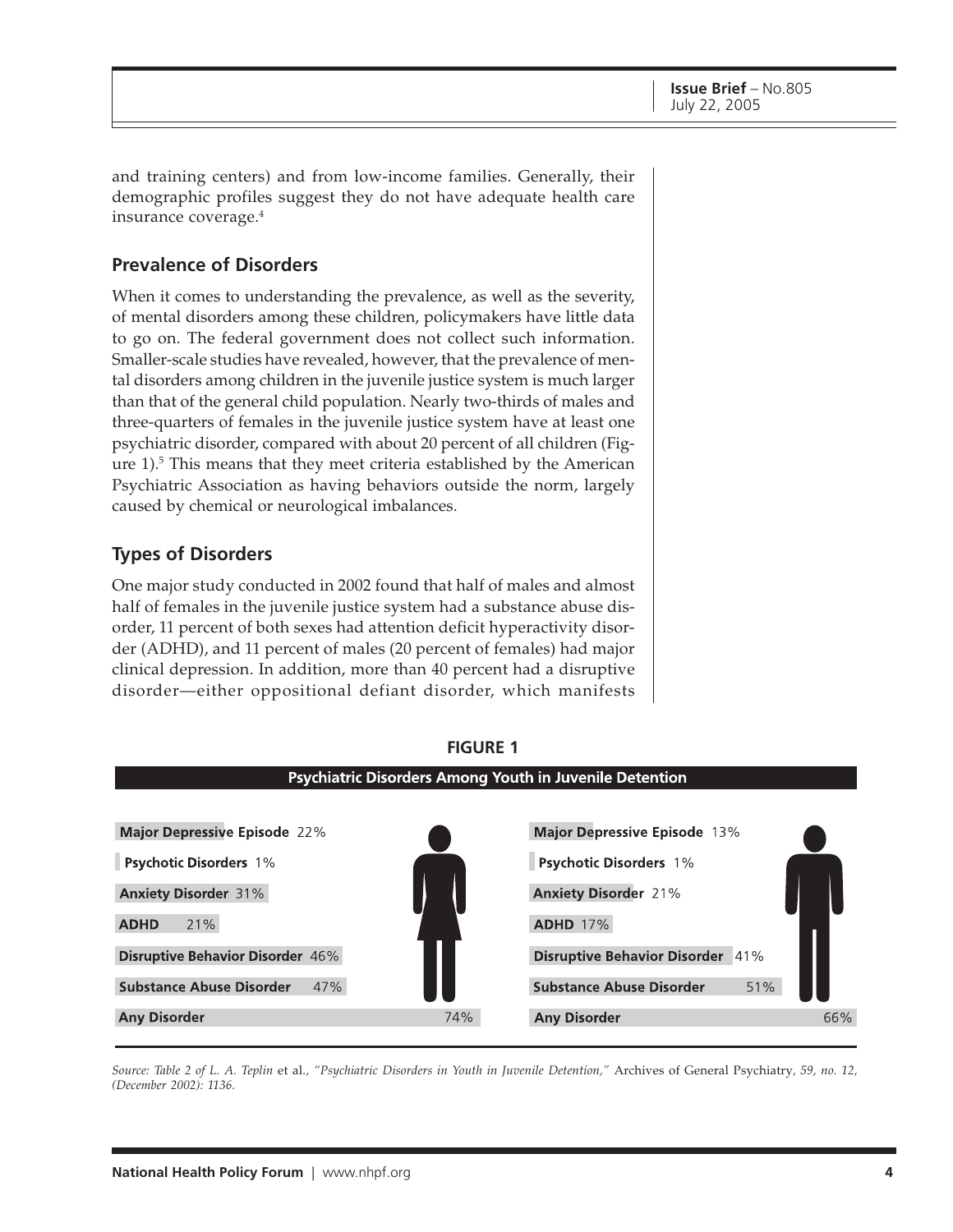and training centers) and from low-income families. Generally, their demographic profiles suggest they do not have adequate health care insurance coverage.[4]

## Prevalence of Disorders

When it comes to understanding the prevalence, as well as the severity, of mental disorders among these children, policymakers have little data to go on. The federal government does not collect such information. Smaller-scale studies have revealed, however, that the prevalence of mental disorders among children in the juvenile justice system is much larger than that of the general child population. Nearly two-thirds of males and three-quarters of females in the juvenile justice system have at least one psychiatric disorder, compared with about 20 percent of all children (Figure 1).[5] This means that they meet criteria established by the American Psychiatric Association as having behaviors outside the norm, largely caused by chemical or neurological imbalances.

## Types of Disorders

One major study conducted in 2002 found that half of males and almost half of females in the juvenile justice system had a substance abuse disorder, 11 percent of both sexes had attention deficit hyperactivity disorder (ADHD), and 11 percent of males (20 percent of females) had major clinical depression. In addition, more than 40 percent had a disruptive disorder—either oppositional defiant disorder, which manifests

**FIGURE 1**

**Psychiatric Disorders Among Youth in Juvenile Detention**

| Disorder | Female | Male |
|---|---|---|
| Major Depressive Episode | 22% | 13% |
| Psychotic Disorders | 1% | 1% |
| Anxiety Disorder | 31% | 21% |
| ADHD | 21% | 17% |
| Disruptive Behavior Disorder | 46% | 41% |
| Substance Abuse Disorder | 47% | 51% |
| Any Disorder | 74% | 66% |

*Source: Table 2 of L. A. Teplin* et al.*, "Psychiatric Disorders in Youth in Juvenile Detention,"* Archives of General Psychiatry*, 59, no. 12, (December 2002): 1136.*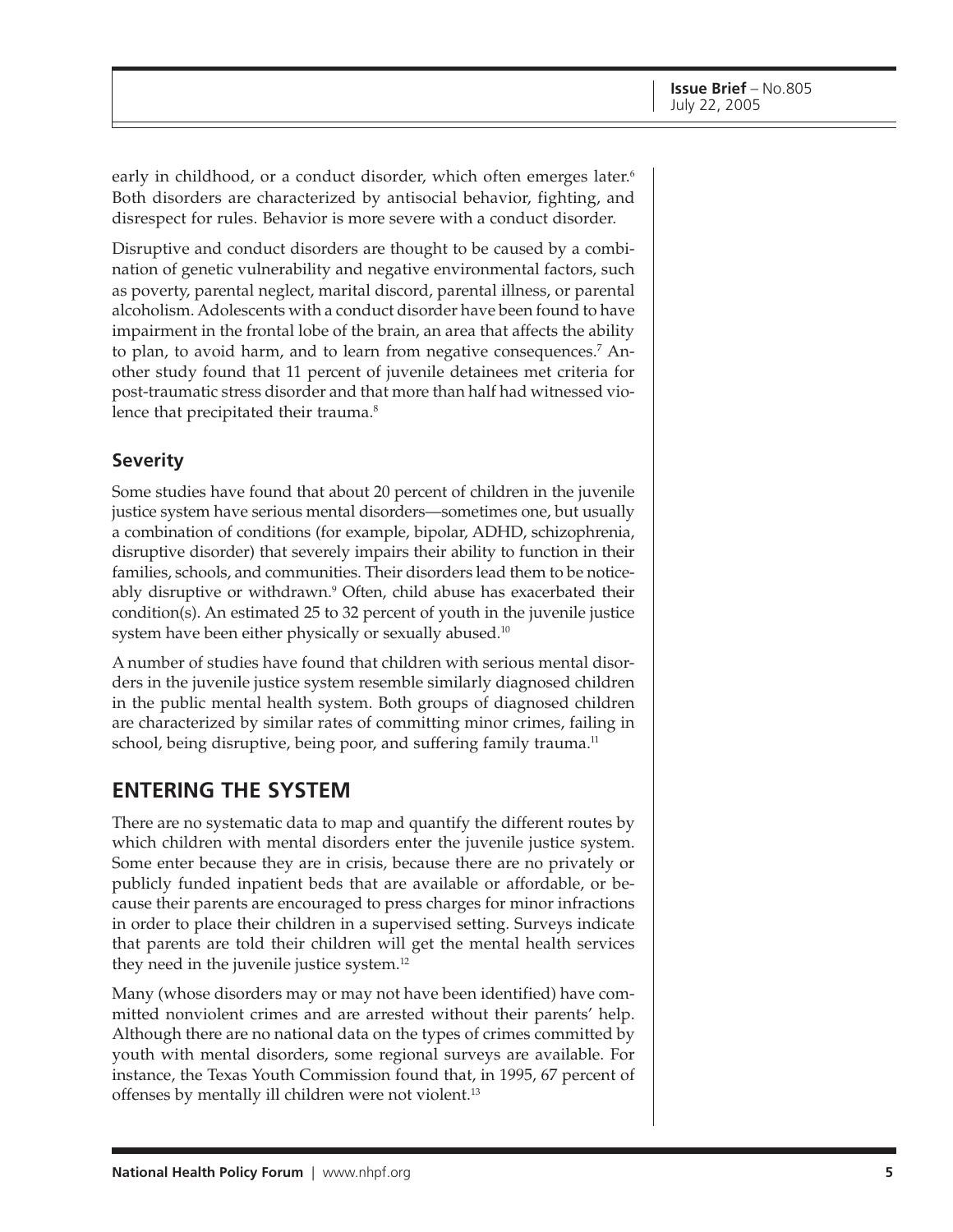early in childhood, or a conduct disorder, which often emerges later.[6] Both disorders are characterized by antisocial behavior, fighting, and disrespect for rules. Behavior is more severe with a conduct disorder.

Disruptive and conduct disorders are thought to be caused by a combination of genetic vulnerability and negative environmental factors, such as poverty, parental neglect, marital discord, parental illness, or parental alcoholism. Adolescents with a conduct disorder have been found to have impairment in the frontal lobe of the brain, an area that affects the ability to plan, to avoid harm, and to learn from negative consequences.[7] Another study found that 11 percent of juvenile detainees met criteria for post-traumatic stress disorder and that more than half had witnessed violence that precipitated their trauma.[8]

### Severity

Some studies have found that about 20 percent of children in the juvenile justice system have serious mental disorders—sometimes one, but usually a combination of conditions (for example, bipolar, ADHD, schizophrenia, disruptive disorder) that severely impairs their ability to function in their families, schools, and communities. Their disorders lead them to be noticeably disruptive or withdrawn.[9] Often, child abuse has exacerbated their condition(s). An estimated 25 to 32 percent of youth in the juvenile justice system have been either physically or sexually abused.[10]

A number of studies have found that children with serious mental disorders in the juvenile justice system resemble similarly diagnosed children in the public mental health system. Both groups of diagnosed children are characterized by similar rates of committing minor crimes, failing in school, being disruptive, being poor, and suffering family trauma.[11]

## ENTERING THE SYSTEM

There are no systematic data to map and quantify the different routes by which children with mental disorders enter the juvenile justice system. Some enter because they are in crisis, because there are no privately or publicly funded inpatient beds that are available or affordable, or because their parents are encouraged to press charges for minor infractions in order to place their children in a supervised setting. Surveys indicate that parents are told their children will get the mental health services they need in the juvenile justice system.[12]

Many (whose disorders may or may not have been identified) have committed nonviolent crimes and are arrested without their parents' help. Although there are no national data on the types of crimes committed by youth with mental disorders, some regional surveys are available. For instance, the Texas Youth Commission found that, in 1995, 67 percent of offenses by mentally ill children were not violent.[13]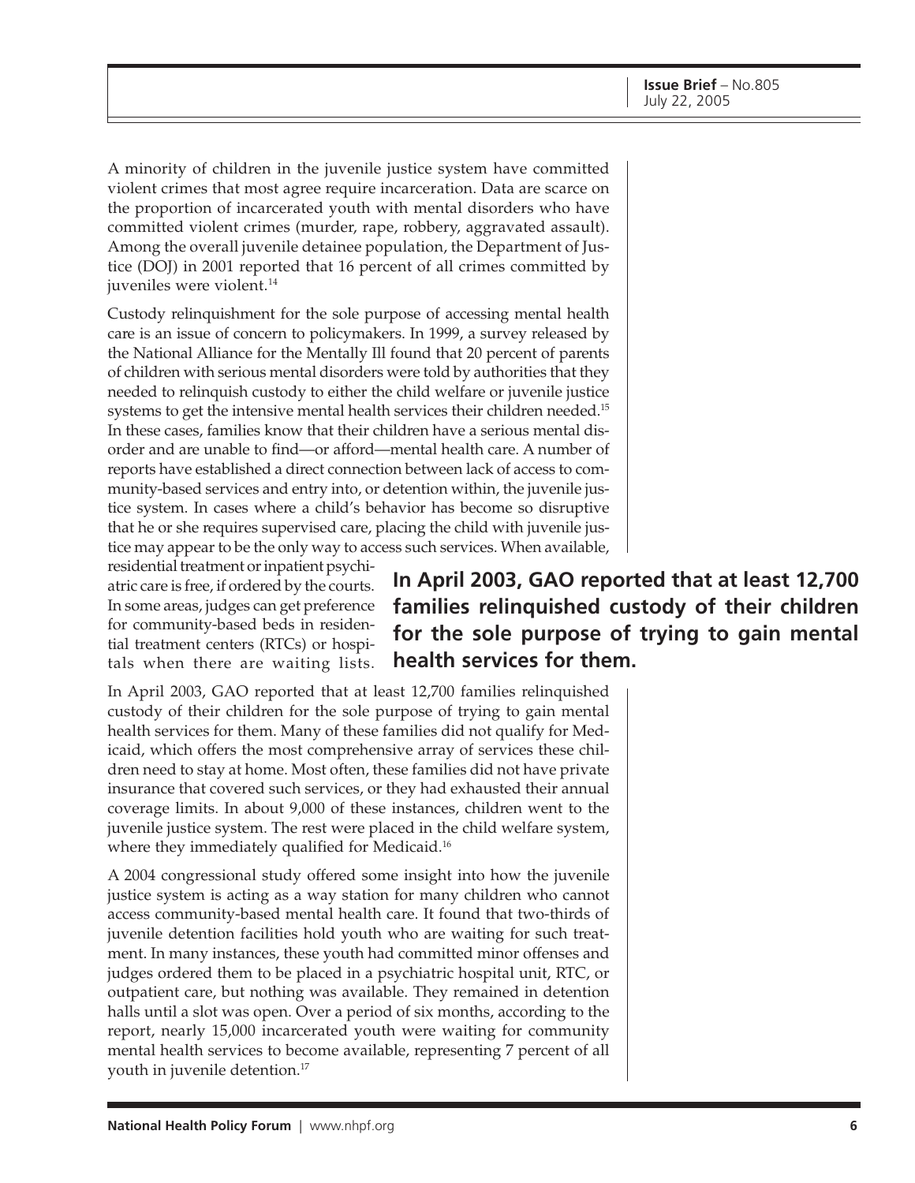A minority of children in the juvenile justice system have committed violent crimes that most agree require incarceration. Data are scarce on the proportion of incarcerated youth with mental disorders who have committed violent crimes (murder, rape, robbery, aggravated assault). Among the overall juvenile detainee population, the Department of Justice (DOJ) in 2001 reported that 16 percent of all crimes committed by juveniles were violent.[14]

Custody relinquishment for the sole purpose of accessing mental health care is an issue of concern to policymakers. In 1999, a survey released by the National Alliance for the Mentally Ill found that 20 percent of parents of children with serious mental disorders were told by authorities that they needed to relinquish custody to either the child welfare or juvenile justice systems to get the intensive mental health services their children needed.[15] In these cases, families know that their children have a serious mental disorder and are unable to find—or afford—mental health care. A number of reports have established a direct connection between lack of access to community-based services and entry into, or detention within, the juvenile justice system. In cases where a child's behavior has become so disruptive that he or she requires supervised care, placing the child with juvenile justice may appear to be the only way to access such services. When available, residential treatment or inpatient psychiatric care is free, if ordered by the courts. In some areas, judges can get preference for community-based beds in residential treatment centers (RTCs) or hospitals when there are waiting lists.

**In April 2003, GAO reported that at least 12,700 families relinquished custody of their children for the sole purpose of trying to gain mental health services for them.**

In April 2003, GAO reported that at least 12,700 families relinquished custody of their children for the sole purpose of trying to gain mental health services for them. Many of these families did not qualify for Medicaid, which offers the most comprehensive array of services these children need to stay at home. Most often, these families did not have private insurance that covered such services, or they had exhausted their annual coverage limits. In about 9,000 of these instances, children went to the juvenile justice system. The rest were placed in the child welfare system, where they immediately qualified for Medicaid.[16]

A 2004 congressional study offered some insight into how the juvenile justice system is acting as a way station for many children who cannot access community-based mental health care. It found that two-thirds of juvenile detention facilities hold youth who are waiting for such treatment. In many instances, these youth had committed minor offenses and judges ordered them to be placed in a psychiatric hospital unit, RTC, or outpatient care, but nothing was available. They remained in detention halls until a slot was open. Over a period of six months, according to the report, nearly 15,000 incarcerated youth were waiting for community mental health services to become available, representing 7 percent of all youth in juvenile detention.[17]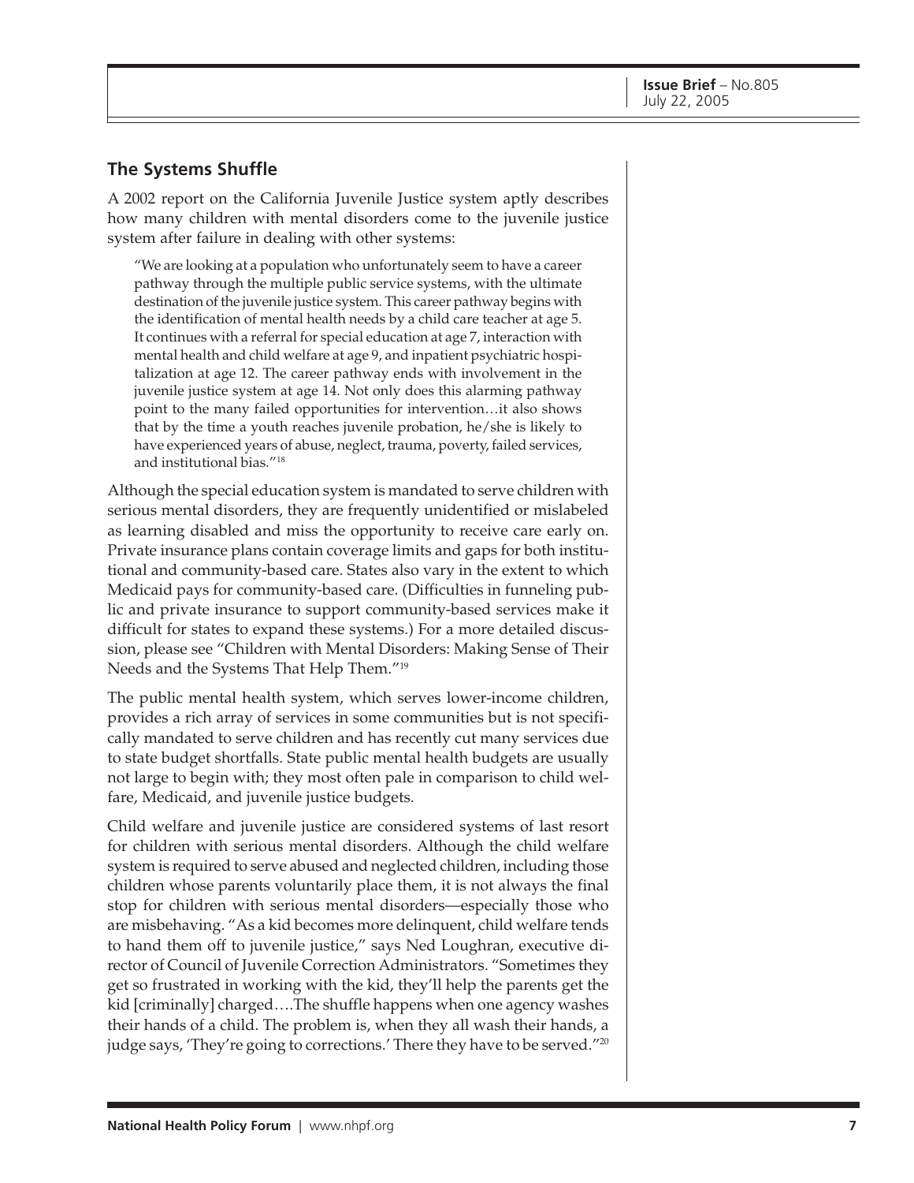## The Systems Shuffle

A 2002 report on the California Juvenile Justice system aptly describes how many children with mental disorders come to the juvenile justice system after failure in dealing with other systems:

> "We are looking at a population who unfortunately seem to have a career pathway through the multiple public service systems, with the ultimate destination of the juvenile justice system. This career pathway begins with the identification of mental health needs by a child care teacher at age 5. It continues with a referral for special education at age 7, interaction with mental health and child welfare at age 9, and inpatient psychiatric hospitalization at age 12. The career pathway ends with involvement in the juvenile justice system at age 14. Not only does this alarming pathway point to the many failed opportunities for intervention…it also shows that by the time a youth reaches juvenile probation, he/she is likely to have experienced years of abuse, neglect, trauma, poverty, failed services, and institutional bias."[18]

Although the special education system is mandated to serve children with serious mental disorders, they are frequently unidentified or mislabeled as learning disabled and miss the opportunity to receive care early on. Private insurance plans contain coverage limits and gaps for both institutional and community-based care. States also vary in the extent to which Medicaid pays for community-based care. (Difficulties in funneling public and private insurance to support community-based services make it difficult for states to expand these systems.) For a more detailed discussion, please see "Children with Mental Disorders: Making Sense of Their Needs and the Systems That Help Them."[19]

The public mental health system, which serves lower-income children, provides a rich array of services in some communities but is not specifically mandated to serve children and has recently cut many services due to state budget shortfalls. State public mental health budgets are usually not large to begin with; they most often pale in comparison to child welfare, Medicaid, and juvenile justice budgets.

Child welfare and juvenile justice are considered systems of last resort for children with serious mental disorders. Although the child welfare system is required to serve abused and neglected children, including those children whose parents voluntarily place them, it is not always the final stop for children with serious mental disorders—especially those who are misbehaving. "As a kid becomes more delinquent, child welfare tends to hand them off to juvenile justice," says Ned Loughran, executive director of Council of Juvenile Correction Administrators. "Sometimes they get so frustrated in working with the kid, they'll help the parents get the kid [criminally] charged….The shuffle happens when one agency washes their hands of a child. The problem is, when they all wash their hands, a judge says, 'They're going to corrections.' There they have to be served."[20]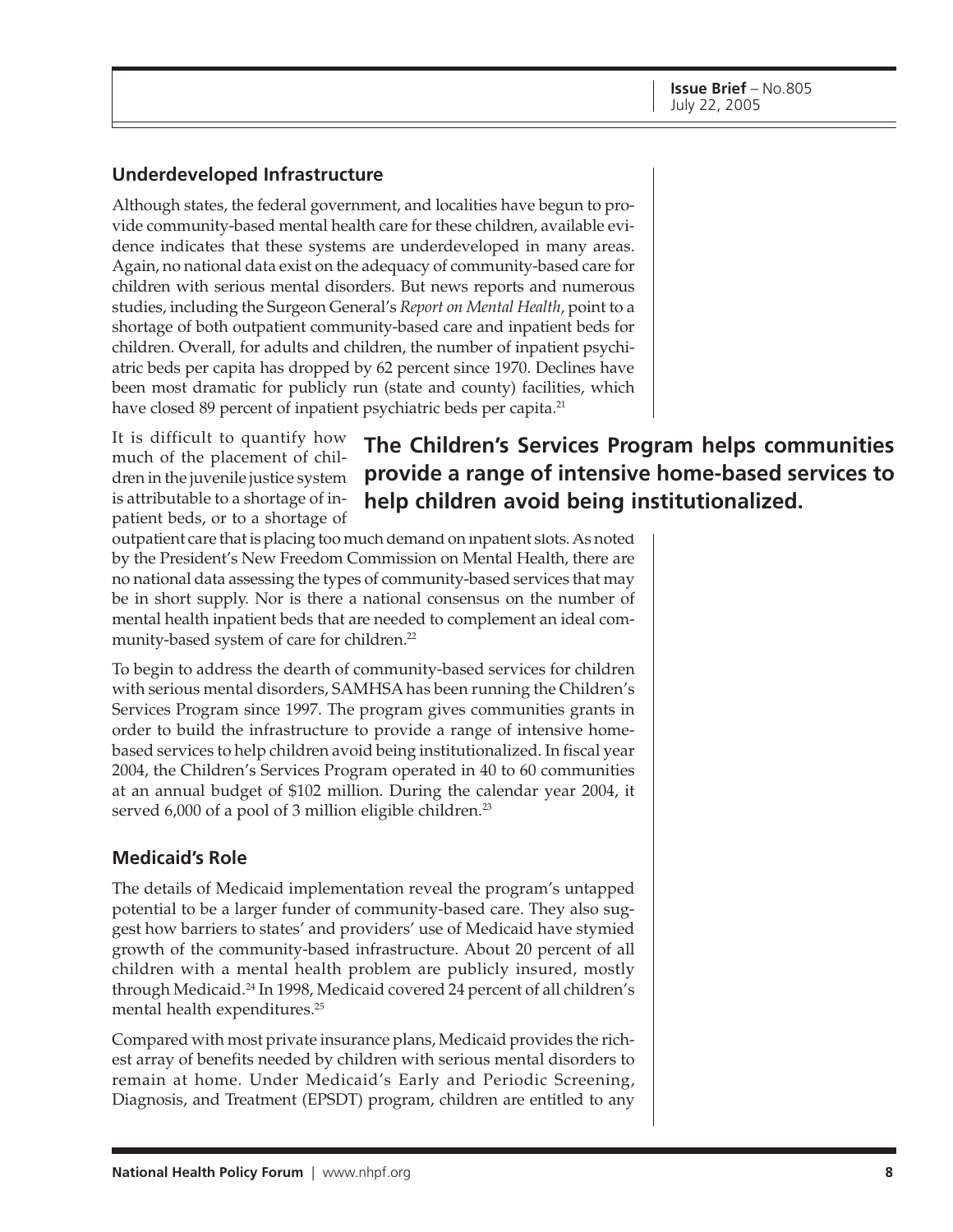## Underdeveloped Infrastructure

Although states, the federal government, and localities have begun to provide community-based mental health care for these children, available evidence indicates that these systems are underdeveloped in many areas. Again, no national data exist on the adequacy of community-based care for children with serious mental disorders. But news reports and numerous studies, including the Surgeon General's *Report on Mental Health*, point to a shortage of both outpatient community-based care and inpatient beds for children. Overall, for adults and children, the number of inpatient psychiatric beds per capita has dropped by 62 percent since 1970. Declines have been most dramatic for publicly run (state and county) facilities, which have closed 89 percent of inpatient psychiatric beds per capita.[21]

**The Children's Services Program helps communities provide a range of intensive home-based services to help children avoid being institutionalized.**

It is difficult to quantify how much of the placement of children in the juvenile justice system is attributable to a shortage of inpatient beds, or to a shortage of outpatient care that is placing too much demand on inpatient slots. As noted by the President's New Freedom Commission on Mental Health, there are no national data assessing the types of community-based services that may be in short supply. Nor is there a national consensus on the number of mental health inpatient beds that are needed to complement an ideal community-based system of care for children.[22]

To begin to address the dearth of community-based services for children with serious mental disorders, SAMHSA has been running the Children's Services Program since 1997. The program gives communities grants in order to build the infrastructure to provide a range of intensive home-based services to help children avoid being institutionalized. In fiscal year 2004, the Children's Services Program operated in 40 to 60 communities at an annual budget of $102 million. During the calendar year 2004, it served 6,000 of a pool of 3 million eligible children.[23]

## Medicaid's Role

The details of Medicaid implementation reveal the program's untapped potential to be a larger funder of community-based care. They also suggest how barriers to states' and providers' use of Medicaid have stymied growth of the community-based infrastructure. About 20 percent of all children with a mental health problem are publicly insured, mostly through Medicaid.[24] In 1998, Medicaid covered 24 percent of all children's mental health expenditures.[25]

Compared with most private insurance plans, Medicaid provides the richest array of benefits needed by children with serious mental disorders to remain at home. Under Medicaid's Early and Periodic Screening, Diagnosis, and Treatment (EPSDT) program, children are entitled to any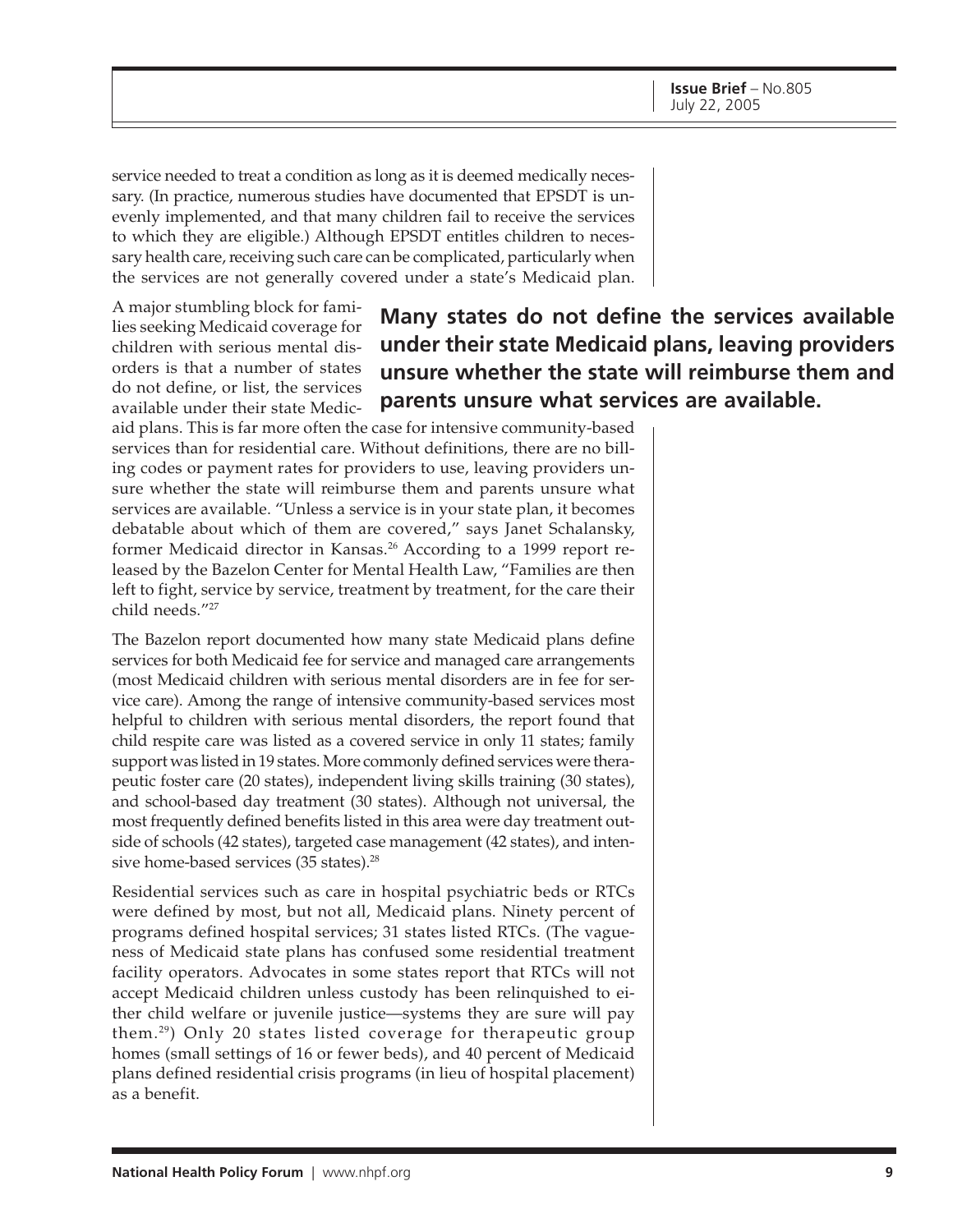service needed to treat a condition as long as it is deemed medically necessary. (In practice, numerous studies have documented that EPSDT is unevenly implemented, and that many children fail to receive the services to which they are eligible.) Although EPSDT entitles children to necessary health care, receiving such care can be complicated, particularly when the services are not generally covered under a state's Medicaid plan.

**Many states do not define the services available under their state Medicaid plans, leaving providers unsure whether the state will reimburse them and parents unsure what services are available.**

A major stumbling block for families seeking Medicaid coverage for children with serious mental disorders is that a number of states do not define, or list, the services available under their state Medicaid plans. This is far more often the case for intensive community-based services than for residential care. Without definitions, there are no billing codes or payment rates for providers to use, leaving providers unsure whether the state will reimburse them and parents unsure what services are available. "Unless a service is in your state plan, it becomes debatable about which of them are covered," says Janet Schalansky, former Medicaid director in Kansas.[26] According to a 1999 report released by the Bazelon Center for Mental Health Law, "Families are then left to fight, service by service, treatment by treatment, for the care their child needs."[27]

The Bazelon report documented how many state Medicaid plans define services for both Medicaid fee for service and managed care arrangements (most Medicaid children with serious mental disorders are in fee for service care). Among the range of intensive community-based services most helpful to children with serious mental disorders, the report found that child respite care was listed as a covered service in only 11 states; family support was listed in 19 states. More commonly defined services were therapeutic foster care (20 states), independent living skills training (30 states), and school-based day treatment (30 states). Although not universal, the most frequently defined benefits listed in this area were day treatment outside of schools (42 states), targeted case management (42 states), and intensive home-based services (35 states).[28]

Residential services such as care in hospital psychiatric beds or RTCs were defined by most, but not all, Medicaid plans. Ninety percent of programs defined hospital services; 31 states listed RTCs. (The vagueness of Medicaid state plans has confused some residential treatment facility operators. Advocates in some states report that RTCs will not accept Medicaid children unless custody has been relinquished to either child welfare or juvenile justice—systems they are sure will pay them.[29]) Only 20 states listed coverage for therapeutic group homes (small settings of 16 or fewer beds), and 40 percent of Medicaid plans defined residential crisis programs (in lieu of hospital placement) as a benefit.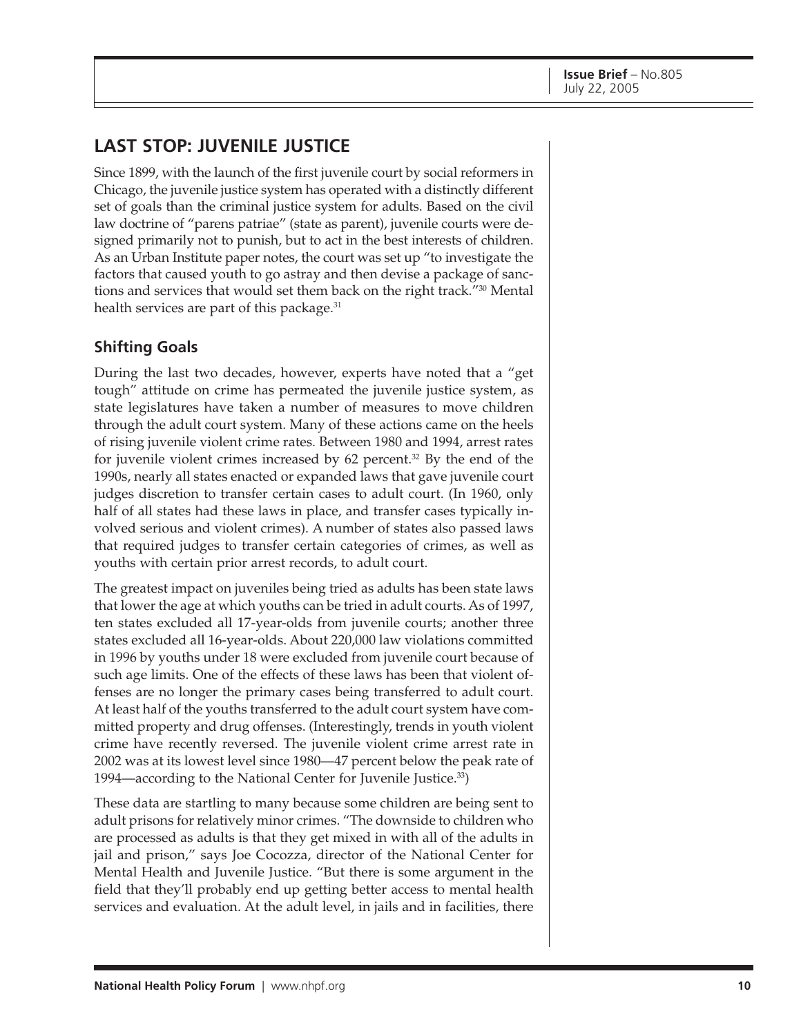## LAST STOP: JUVENILE JUSTICE

Since 1899, with the launch of the first juvenile court by social reformers in Chicago, the juvenile justice system has operated with a distinctly different set of goals than the criminal justice system for adults. Based on the civil law doctrine of "parens patriae" (state as parent), juvenile courts were designed primarily not to punish, but to act in the best interests of children. As an Urban Institute paper notes, the court was set up "to investigate the factors that caused youth to go astray and then devise a package of sanctions and services that would set them back on the right track."[30] Mental health services are part of this package.[31]

### Shifting Goals

During the last two decades, however, experts have noted that a "get tough" attitude on crime has permeated the juvenile justice system, as state legislatures have taken a number of measures to move children through the adult court system. Many of these actions came on the heels of rising juvenile violent crime rates. Between 1980 and 1994, arrest rates for juvenile violent crimes increased by 62 percent.[32] By the end of the 1990s, nearly all states enacted or expanded laws that gave juvenile court judges discretion to transfer certain cases to adult court. (In 1960, only half of all states had these laws in place, and transfer cases typically involved serious and violent crimes). A number of states also passed laws that required judges to transfer certain categories of crimes, as well as youths with certain prior arrest records, to adult court.

The greatest impact on juveniles being tried as adults has been state laws that lower the age at which youths can be tried in adult courts. As of 1997, ten states excluded all 17-year-olds from juvenile courts; another three states excluded all 16-year-olds. About 220,000 law violations committed in 1996 by youths under 18 were excluded from juvenile court because of such age limits. One of the effects of these laws has been that violent offenses are no longer the primary cases being transferred to adult court. At least half of the youths transferred to the adult court system have committed property and drug offenses. (Interestingly, trends in youth violent crime have recently reversed. The juvenile violent crime arrest rate in 2002 was at its lowest level since 1980—47 percent below the peak rate of 1994—according to the National Center for Juvenile Justice.[33])

These data are startling to many because some children are being sent to adult prisons for relatively minor crimes. "The downside to children who are processed as adults is that they get mixed in with all of the adults in jail and prison," says Joe Cocozza, director of the National Center for Mental Health and Juvenile Justice. "But there is some argument in the field that they'll probably end up getting better access to mental health services and evaluation. At the adult level, in jails and in facilities, there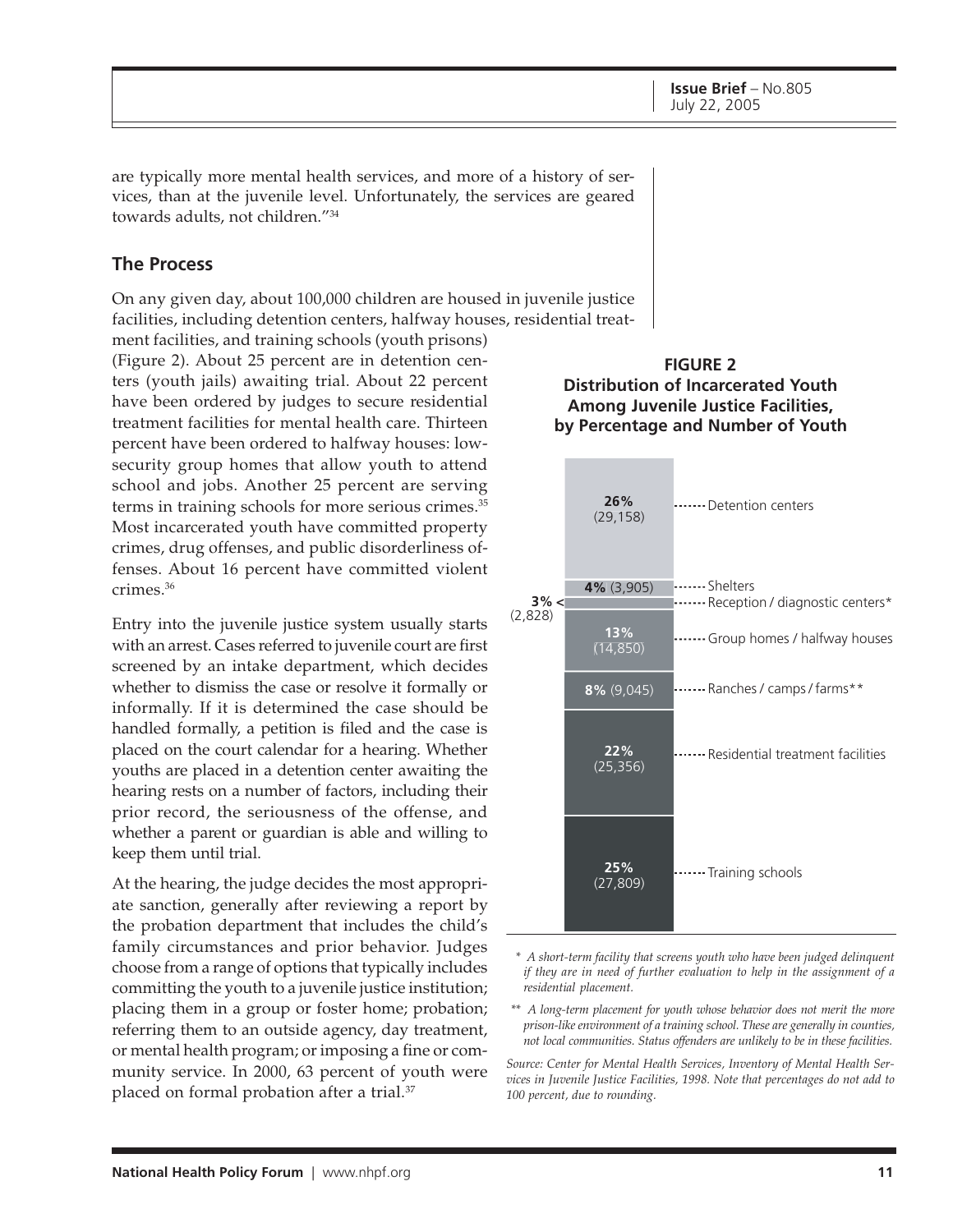are typically more mental health services, and more of a history of services, than at the juvenile level. Unfortunately, the services are geared towards adults, not children."[34]

## The Process

On any given day, about 100,000 children are housed in juvenile justice facilities, including detention centers, halfway houses, residential treatment facilities, and training schools (youth prisons) (Figure 2). About 25 percent are in detention centers (youth jails) awaiting trial. About 22 percent have been ordered by judges to secure residential treatment facilities for mental health care. Thirteen percent have been ordered to halfway houses: low-security group homes that allow youth to attend school and jobs. Another 25 percent are serving terms in training schools for more serious crimes.[35] Most incarcerated youth have committed property crimes, drug offenses, and public disorderliness offenses. About 16 percent have committed violent crimes.[36]

Entry into the juvenile justice system usually starts with an arrest. Cases referred to juvenile court are first screened by an intake department, which decides whether to dismiss the case or resolve it formally or informally. If it is determined the case should be handled formally, a petition is filed and the case is placed on the court calendar for a hearing. Whether youths are placed in a detention center awaiting the hearing rests on a number of factors, including their prior record, the seriousness of the offense, and whether a parent or guardian is able and willing to keep them until trial.

At the hearing, the judge decides the most appropriate sanction, generally after reviewing a report by the probation department that includes the child's family circumstances and prior behavior. Judges choose from a range of options that typically includes committing the youth to a juvenile justice institution; placing them in a group or foster home; probation; referring them to an outside agency, day treatment, or mental health program; or imposing a fine or community service. In 2000, 63 percent of youth were placed on formal probation after a trial.[37]

**FIGURE 2**
**Distribution of Incarcerated Youth Among Juvenile Justice Facilities, by Percentage and Number of Youth**

| Facility | Percentage (Number) |
|---|---|
| Detention centers | 26% (29,158) |
| Shelters | 4% (3,905) |
| Reception / diagnostic centers* | 3% (2,828) |
| Group homes / halfway houses | 13% (14,850) |
| Ranches / camps / farms** | 8% (9,045) |
| Residential treatment facilities | 22% (25,356) |
| Training schools | 25% (27,809) |

\* *A short-term facility that screens youth who have been judged delinquent if they are in need of further evaluation to help in the assignment of a residential placement.*

\*\* *A long-term placement for youth whose behavior does not merit the more prison-like environment of a training school. These are generally in counties, not local communities. Status offenders are unlikely to be in these facilities.*

*Source: Center for Mental Health Services, Inventory of Mental Health Services in Juvenile Justice Facilities, 1998. Note that percentages do not add to 100 percent, due to rounding.*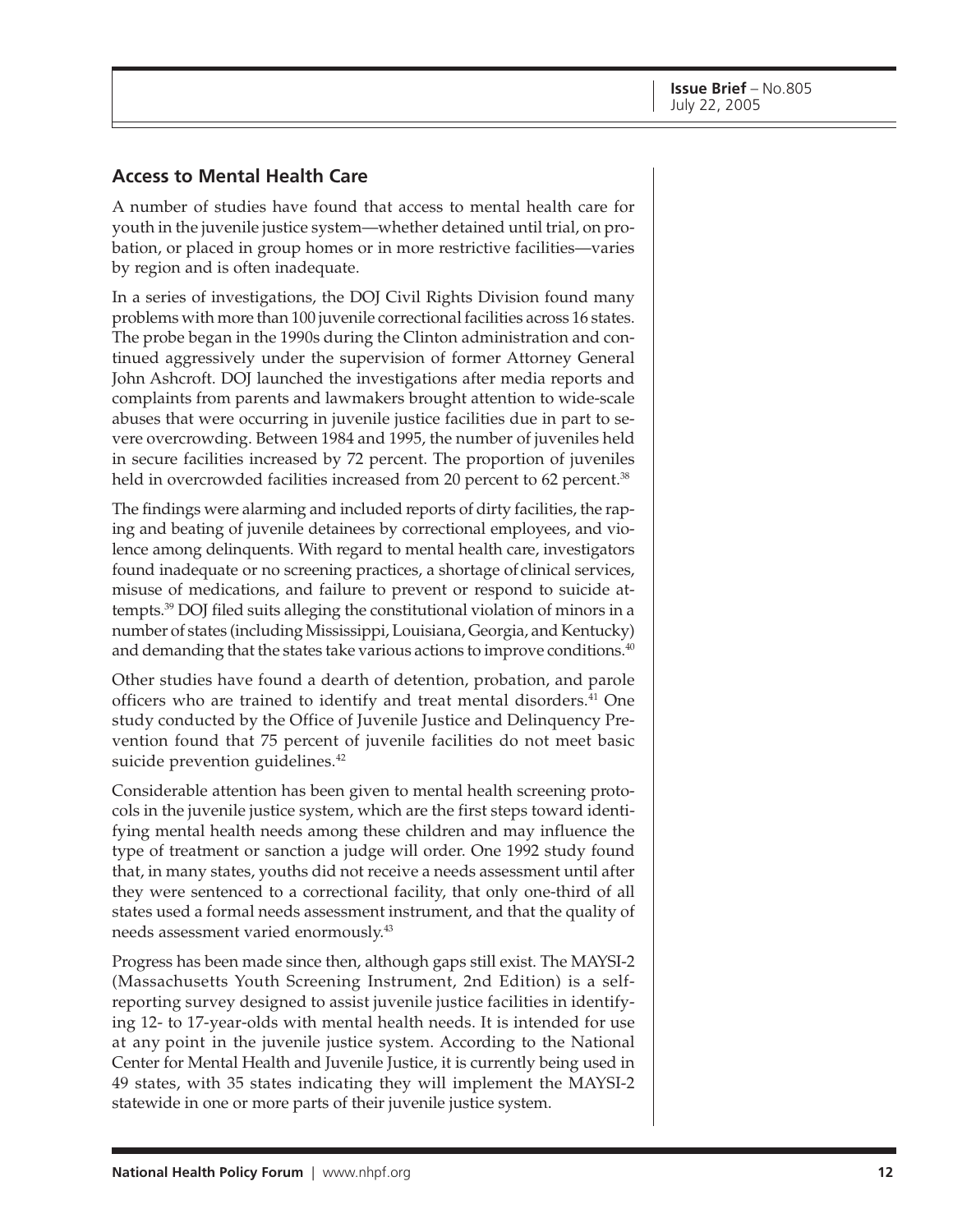## Access to Mental Health Care

A number of studies have found that access to mental health care for youth in the juvenile justice system—whether detained until trial, on probation, or placed in group homes or in more restrictive facilities—varies by region and is often inadequate.

In a series of investigations, the DOJ Civil Rights Division found many problems with more than 100 juvenile correctional facilities across 16 states. The probe began in the 1990s during the Clinton administration and continued aggressively under the supervision of former Attorney General John Ashcroft. DOJ launched the investigations after media reports and complaints from parents and lawmakers brought attention to wide-scale abuses that were occurring in juvenile justice facilities due in part to severe overcrowding. Between 1984 and 1995, the number of juveniles held in secure facilities increased by 72 percent. The proportion of juveniles held in overcrowded facilities increased from 20 percent to 62 percent.[38]

The findings were alarming and included reports of dirty facilities, the raping and beating of juvenile detainees by correctional employees, and violence among delinquents. With regard to mental health care, investigators found inadequate or no screening practices, a shortage of clinical services, misuse of medications, and failure to prevent or respond to suicide attempts.[39] DOJ filed suits alleging the constitutional violation of minors in a number of states (including Mississippi, Louisiana, Georgia, and Kentucky) and demanding that the states take various actions to improve conditions.[40]

Other studies have found a dearth of detention, probation, and parole officers who are trained to identify and treat mental disorders.[41] One study conducted by the Office of Juvenile Justice and Delinquency Prevention found that 75 percent of juvenile facilities do not meet basic suicide prevention guidelines.[42]

Considerable attention has been given to mental health screening protocols in the juvenile justice system, which are the first steps toward identifying mental health needs among these children and may influence the type of treatment or sanction a judge will order. One 1992 study found that, in many states, youths did not receive a needs assessment until after they were sentenced to a correctional facility, that only one-third of all states used a formal needs assessment instrument, and that the quality of needs assessment varied enormously.[43]

Progress has been made since then, although gaps still exist. The MAYSI-2 (Massachusetts Youth Screening Instrument, 2nd Edition) is a self-reporting survey designed to assist juvenile justice facilities in identifying 12- to 17-year-olds with mental health needs. It is intended for use at any point in the juvenile justice system. According to the National Center for Mental Health and Juvenile Justice, it is currently being used in 49 states, with 35 states indicating they will implement the MAYSI-2 statewide in one or more parts of their juvenile justice system.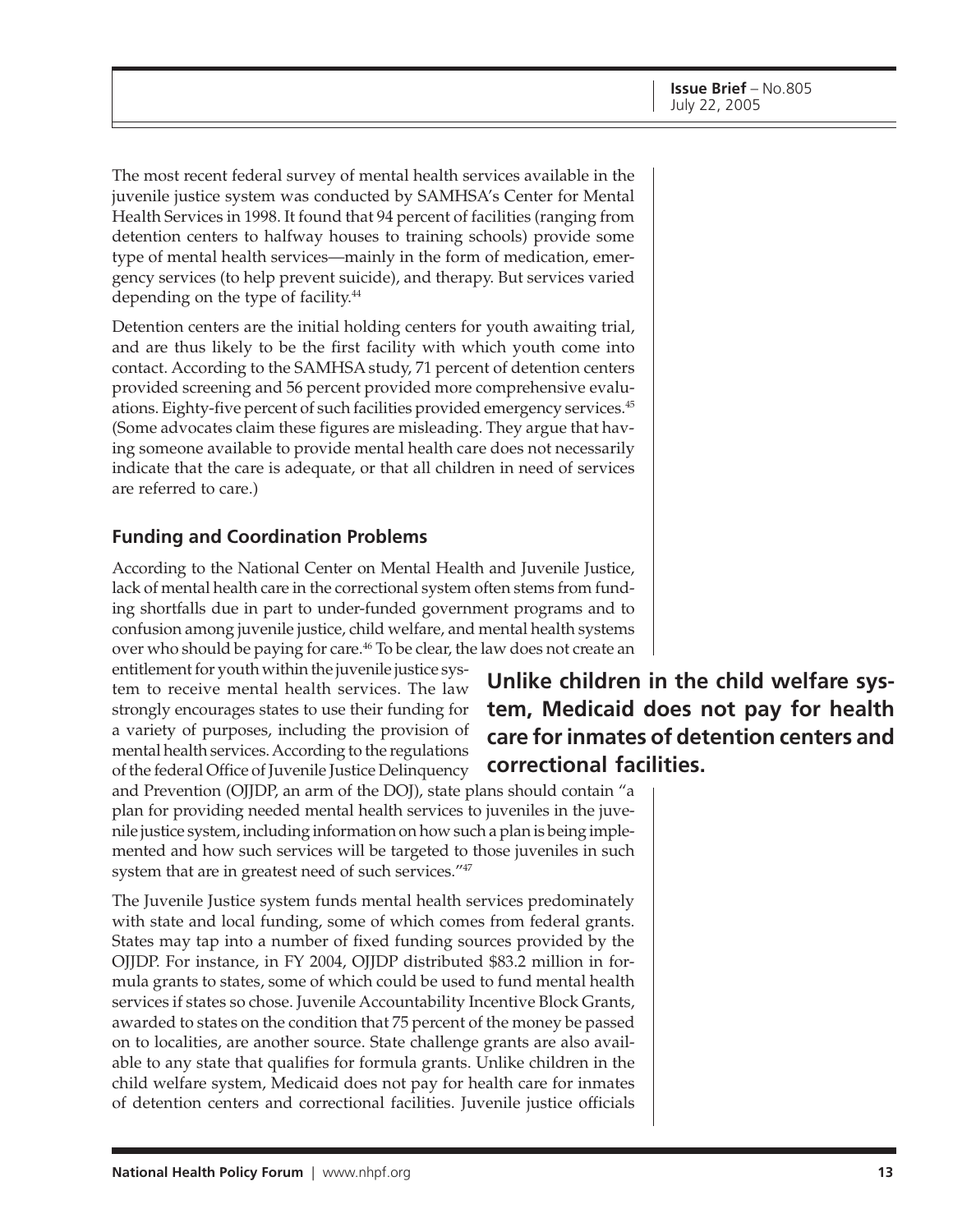The most recent federal survey of mental health services available in the juvenile justice system was conducted by SAMHSA's Center for Mental Health Services in 1998. It found that 94 percent of facilities (ranging from detention centers to halfway houses to training schools) provide some type of mental health services—mainly in the form of medication, emergency services (to help prevent suicide), and therapy. But services varied depending on the type of facility.[44]

Detention centers are the initial holding centers for youth awaiting trial, and are thus likely to be the first facility with which youth come into contact. According to the SAMHSA study, 71 percent of detention centers provided screening and 56 percent provided more comprehensive evaluations. Eighty-five percent of such facilities provided emergency services.[45] (Some advocates claim these figures are misleading. They argue that having someone available to provide mental health care does not necessarily indicate that the care is adequate, or that all children in need of services are referred to care.)

### Funding and Coordination Problems

According to the National Center on Mental Health and Juvenile Justice, lack of mental health care in the correctional system often stems from funding shortfalls due in part to under-funded government programs and to confusion among juvenile justice, child welfare, and mental health systems over who should be paying for care.[46] To be clear, the law does not create an entitlement for youth within the juvenile justice system to receive mental health services. The law strongly encourages states to use their funding for a variety of purposes, including the provision of mental health services. According to the regulations of the federal Office of Juvenile Justice Delinquency and Prevention (OJJDP, an arm of the DOJ), state plans should contain "a plan for providing needed mental health services to juveniles in the juvenile justice system, including information on how such a plan is being implemented and how such services will be targeted to those juveniles in such system that are in greatest need of such services."[47]

**Unlike children in the child welfare system, Medicaid does not pay for health care for inmates of detention centers and correctional facilities.**

The Juvenile Justice system funds mental health services predominately with state and local funding, some of which comes from federal grants. States may tap into a number of fixed funding sources provided by the OJJDP. For instance, in FY 2004, OJJDP distributed $83.2 million in formula grants to states, some of which could be used to fund mental health services if states so chose. Juvenile Accountability Incentive Block Grants, awarded to states on the condition that 75 percent of the money be passed on to localities, are another source. State challenge grants are also available to any state that qualifies for formula grants. Unlike children in the child welfare system, Medicaid does not pay for health care for inmates of detention centers and correctional facilities. Juvenile justice officials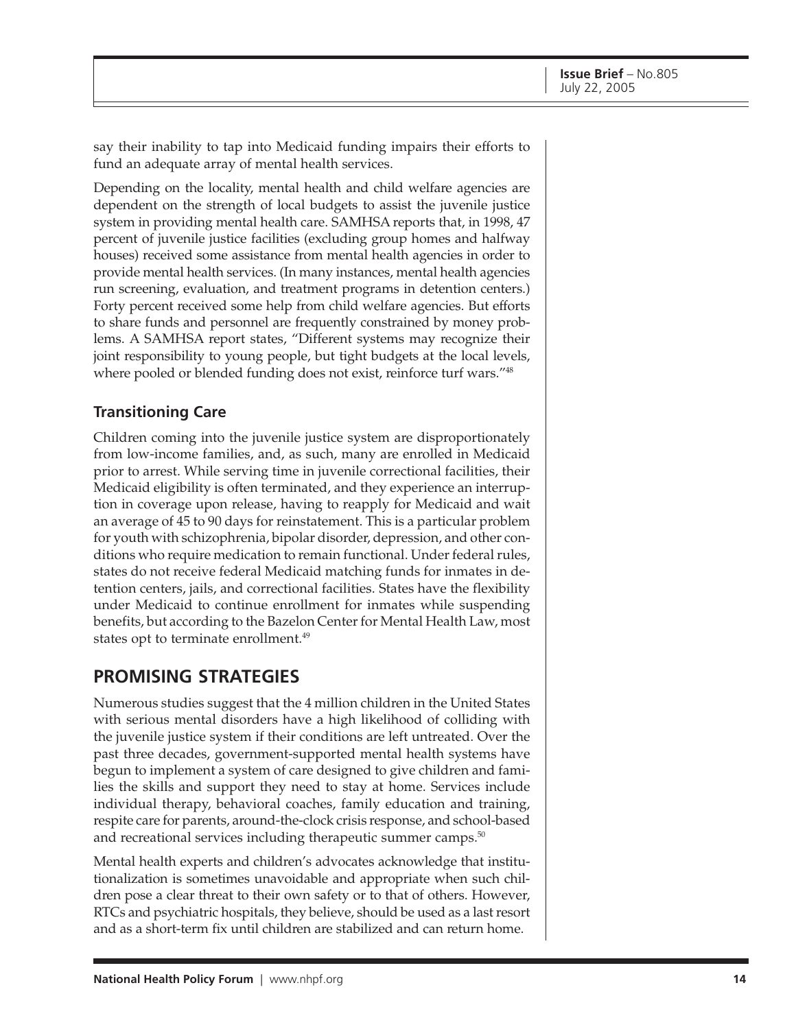say their inability to tap into Medicaid funding impairs their efforts to fund an adequate array of mental health services.

Depending on the locality, mental health and child welfare agencies are dependent on the strength of local budgets to assist the juvenile justice system in providing mental health care. SAMHSA reports that, in 1998, 47 percent of juvenile justice facilities (excluding group homes and halfway houses) received some assistance from mental health agencies in order to provide mental health services. (In many instances, mental health agencies run screening, evaluation, and treatment programs in detention centers.) Forty percent received some help from child welfare agencies. But efforts to share funds and personnel are frequently constrained by money problems. A SAMHSA report states, "Different systems may recognize their joint responsibility to young people, but tight budgets at the local levels, where pooled or blended funding does not exist, reinforce turf wars."[48]

### Transitioning Care

Children coming into the juvenile justice system are disproportionately from low-income families, and, as such, many are enrolled in Medicaid prior to arrest. While serving time in juvenile correctional facilities, their Medicaid eligibility is often terminated, and they experience an interruption in coverage upon release, having to reapply for Medicaid and wait an average of 45 to 90 days for reinstatement. This is a particular problem for youth with schizophrenia, bipolar disorder, depression, and other conditions who require medication to remain functional. Under federal rules, states do not receive federal Medicaid matching funds for inmates in detention centers, jails, and correctional facilities. States have the flexibility under Medicaid to continue enrollment for inmates while suspending benefits, but according to the Bazelon Center for Mental Health Law, most states opt to terminate enrollment.[49]

## PROMISING STRATEGIES

Numerous studies suggest that the 4 million children in the United States with serious mental disorders have a high likelihood of colliding with the juvenile justice system if their conditions are left untreated. Over the past three decades, government-supported mental health systems have begun to implement a system of care designed to give children and families the skills and support they need to stay at home. Services include individual therapy, behavioral coaches, family education and training, respite care for parents, around-the-clock crisis response, and school-based and recreational services including therapeutic summer camps.[50]

Mental health experts and children's advocates acknowledge that institutionalization is sometimes unavoidable and appropriate when such children pose a clear threat to their own safety or to that of others. However, RTCs and psychiatric hospitals, they believe, should be used as a last resort and as a short-term fix until children are stabilized and can return home.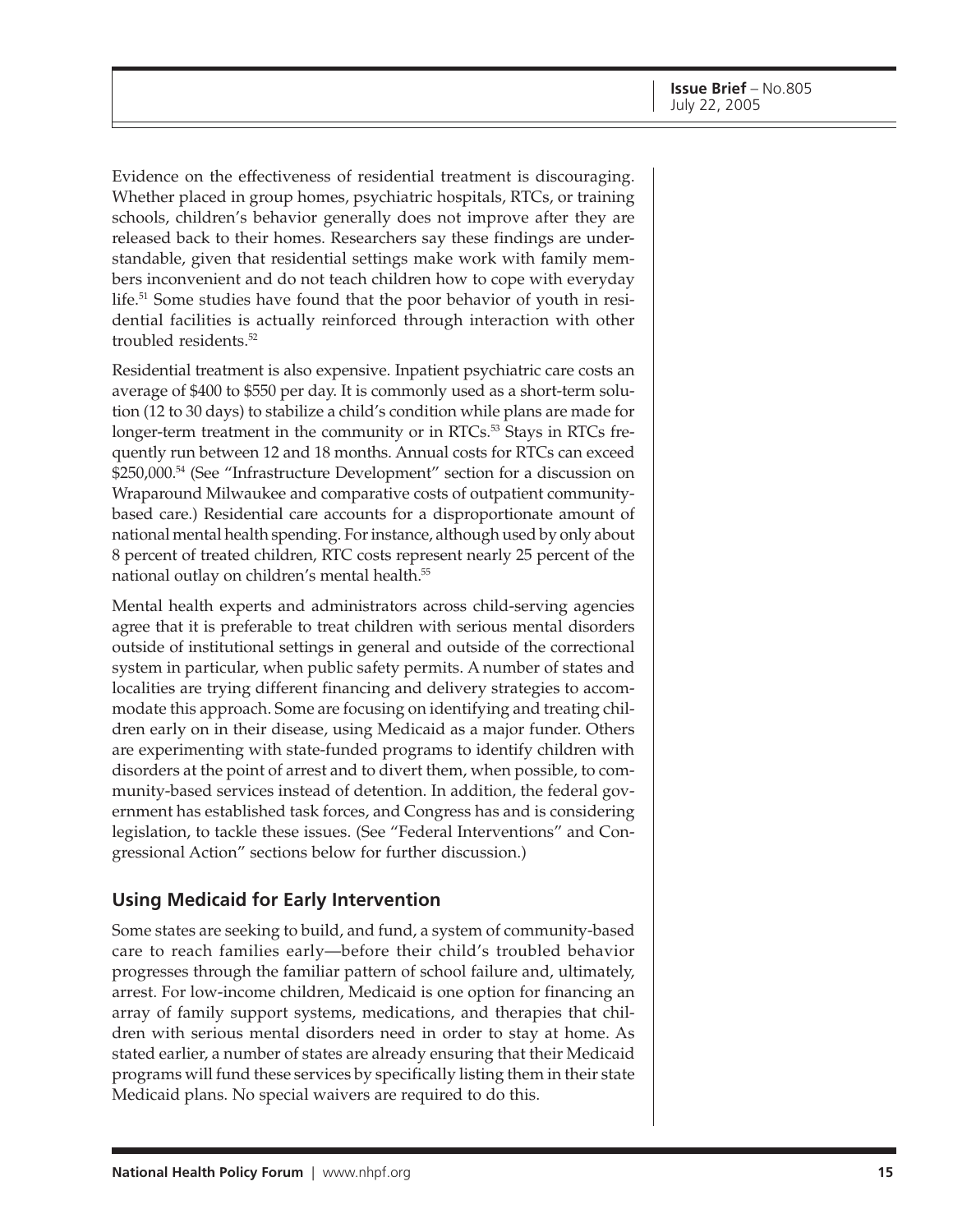Evidence on the effectiveness of residential treatment is discouraging. Whether placed in group homes, psychiatric hospitals, RTCs, or training schools, children's behavior generally does not improve after they are released back to their homes. Researchers say these findings are understandable, given that residential settings make work with family members inconvenient and do not teach children how to cope with everyday life.[51] Some studies have found that the poor behavior of youth in residential facilities is actually reinforced through interaction with other troubled residents.[52]

Residential treatment is also expensive. Inpatient psychiatric care costs an average of $400 to $550 per day. It is commonly used as a short-term solution (12 to 30 days) to stabilize a child's condition while plans are made for longer-term treatment in the community or in RTCs.[53] Stays in RTCs frequently run between 12 and 18 months. Annual costs for RTCs can exceed $250,000.[54] (See "Infrastructure Development" section for a discussion on Wraparound Milwaukee and comparative costs of outpatient community-based care.) Residential care accounts for a disproportionate amount of national mental health spending. For instance, although used by only about 8 percent of treated children, RTC costs represent nearly 25 percent of the national outlay on children's mental health.[55]

Mental health experts and administrators across child-serving agencies agree that it is preferable to treat children with serious mental disorders outside of institutional settings in general and outside of the correctional system in particular, when public safety permits. A number of states and localities are trying different financing and delivery strategies to accommodate this approach. Some are focusing on identifying and treating children early on in their disease, using Medicaid as a major funder. Others are experimenting with state-funded programs to identify children with disorders at the point of arrest and to divert them, when possible, to community-based services instead of detention. In addition, the federal government has established task forces, and Congress has and is considering legislation, to tackle these issues. (See "Federal Interventions" and Congressional Action" sections below for further discussion.)

## Using Medicaid for Early Intervention

Some states are seeking to build, and fund, a system of community-based care to reach families early—before their child's troubled behavior progresses through the familiar pattern of school failure and, ultimately, arrest. For low-income children, Medicaid is one option for financing an array of family support systems, medications, and therapies that children with serious mental disorders need in order to stay at home. As stated earlier, a number of states are already ensuring that their Medicaid programs will fund these services by specifically listing them in their state Medicaid plans. No special waivers are required to do this.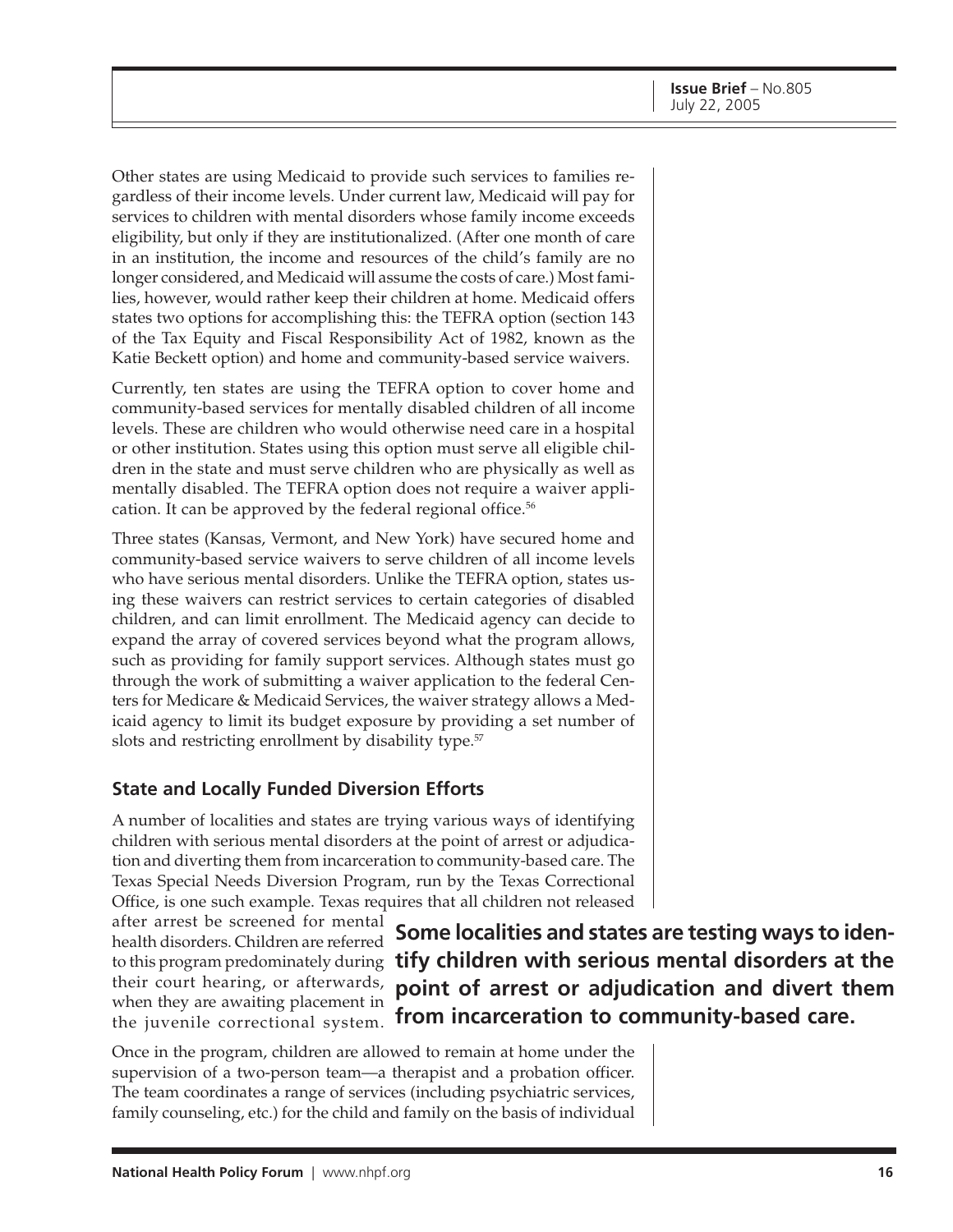Other states are using Medicaid to provide such services to families regardless of their income levels. Under current law, Medicaid will pay for services to children with mental disorders whose family income exceeds eligibility, but only if they are institutionalized. (After one month of care in an institution, the income and resources of the child's family are no longer considered, and Medicaid will assume the costs of care.) Most families, however, would rather keep their children at home. Medicaid offers states two options for accomplishing this: the TEFRA option (section 143 of the Tax Equity and Fiscal Responsibility Act of 1982, known as the Katie Beckett option) and home and community-based service waivers.

Currently, ten states are using the TEFRA option to cover home and community-based services for mentally disabled children of all income levels. These are children who would otherwise need care in a hospital or other institution. States using this option must serve all eligible children in the state and must serve children who are physically as well as mentally disabled. The TEFRA option does not require a waiver application. It can be approved by the federal regional office.[56]

Three states (Kansas, Vermont, and New York) have secured home and community-based service waivers to serve children of all income levels who have serious mental disorders. Unlike the TEFRA option, states using these waivers can restrict services to certain categories of disabled children, and can limit enrollment. The Medicaid agency can decide to expand the array of covered services beyond what the program allows, such as providing for family support services. Although states must go through the work of submitting a waiver application to the federal Centers for Medicare & Medicaid Services, the waiver strategy allows a Medicaid agency to limit its budget exposure by providing a set number of slots and restricting enrollment by disability type.[57]

### State and Locally Funded Diversion Efforts

A number of localities and states are trying various ways of identifying children with serious mental disorders at the point of arrest or adjudication and diverting them from incarceration to community-based care. The Texas Special Needs Diversion Program, run by the Texas Correctional Office, is one such example. Texas requires that all children not released after arrest be screened for mental health disorders. Children are referred to this program predominately during their court hearing, or afterwards, when they are awaiting placement in the juvenile correctional system. Once in the program, children are allowed to remain at home under the supervision of a two-person team—a therapist and a probation officer. The team coordinates a range of services (including psychiatric services, family counseling, etc.) for the child and family on the basis of individual

**Some localities and states are testing ways to identify children with serious mental disorders at the point of arrest or adjudication and divert them from incarceration to community-based care.**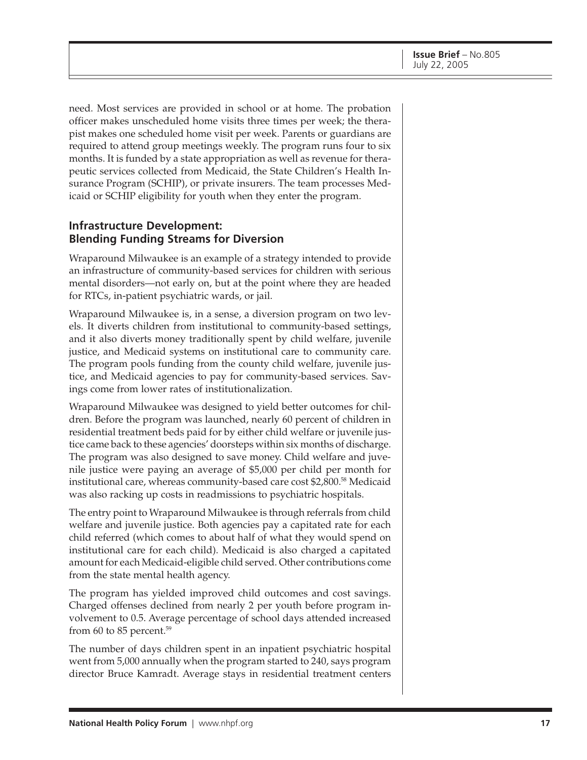need. Most services are provided in school or at home. The probation officer makes unscheduled home visits three times per week; the therapist makes one scheduled home visit per week. Parents or guardians are required to attend group meetings weekly. The program runs four to six months. It is funded by a state appropriation as well as revenue for therapeutic services collected from Medicaid, the State Children's Health Insurance Program (SCHIP), or private insurers. The team processes Medicaid or SCHIP eligibility for youth when they enter the program.

## Infrastructure Development: Blending Funding Streams for Diversion

Wraparound Milwaukee is an example of a strategy intended to provide an infrastructure of community-based services for children with serious mental disorders—not early on, but at the point where they are headed for RTCs, in-patient psychiatric wards, or jail.

Wraparound Milwaukee is, in a sense, a diversion program on two levels. It diverts children from institutional to community-based settings, and it also diverts money traditionally spent by child welfare, juvenile justice, and Medicaid systems on institutional care to community care. The program pools funding from the county child welfare, juvenile justice, and Medicaid agencies to pay for community-based services. Savings come from lower rates of institutionalization.

Wraparound Milwaukee was designed to yield better outcomes for children. Before the program was launched, nearly 60 percent of children in residential treatment beds paid for by either child welfare or juvenile justice came back to these agencies' doorsteps within six months of discharge. The program was also designed to save money. Child welfare and juvenile justice were paying an average of \$5,000 per child per month for institutional care, whereas community-based care cost \$2,800.[58] Medicaid was also racking up costs in readmissions to psychiatric hospitals.

The entry point to Wraparound Milwaukee is through referrals from child welfare and juvenile justice. Both agencies pay a capitated rate for each child referred (which comes to about half of what they would spend on institutional care for each child). Medicaid is also charged a capitated amount for each Medicaid-eligible child served. Other contributions come from the state mental health agency.

The program has yielded improved child outcomes and cost savings. Charged offenses declined from nearly 2 per youth before program involvement to 0.5. Average percentage of school days attended increased from 60 to 85 percent.[59]

The number of days children spent in an inpatient psychiatric hospital went from 5,000 annually when the program started to 240, says program director Bruce Kamradt. Average stays in residential treatment centers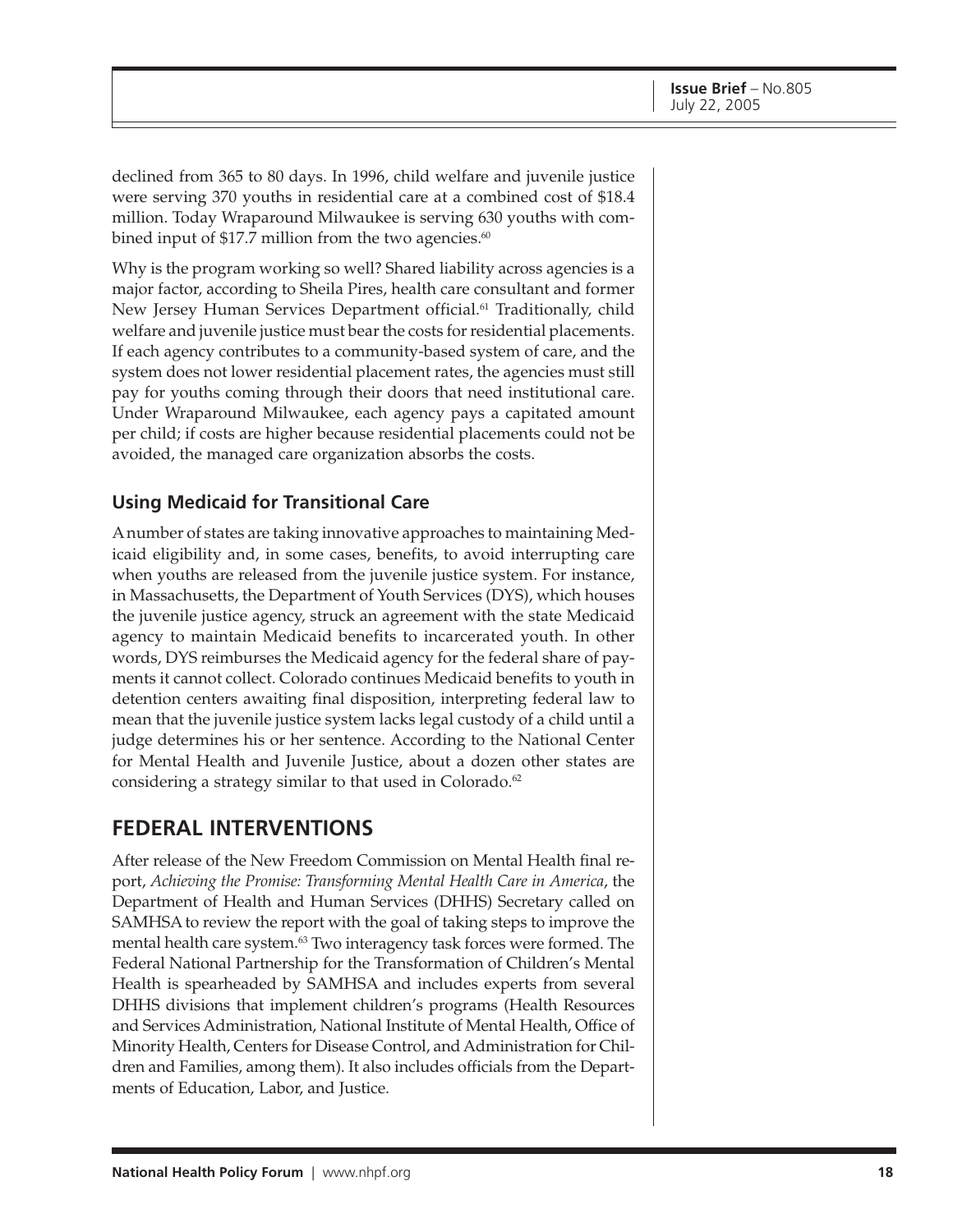declined from 365 to 80 days. In 1996, child welfare and juvenile justice were serving 370 youths in residential care at a combined cost of $18.4 million. Today Wraparound Milwaukee is serving 630 youths with combined input of $17.7 million from the two agencies.[60]

Why is the program working so well? Shared liability across agencies is a major factor, according to Sheila Pires, health care consultant and former New Jersey Human Services Department official.[61] Traditionally, child welfare and juvenile justice must bear the costs for residential placements. If each agency contributes to a community-based system of care, and the system does not lower residential placement rates, the agencies must still pay for youths coming through their doors that need institutional care. Under Wraparound Milwaukee, each agency pays a capitated amount per child; if costs are higher because residential placements could not be avoided, the managed care organization absorbs the costs.

### Using Medicaid for Transitional Care

A number of states are taking innovative approaches to maintaining Medicaid eligibility and, in some cases, benefits, to avoid interrupting care when youths are released from the juvenile justice system. For instance, in Massachusetts, the Department of Youth Services (DYS), which houses the juvenile justice agency, struck an agreement with the state Medicaid agency to maintain Medicaid benefits to incarcerated youth. In other words, DYS reimburses the Medicaid agency for the federal share of payments it cannot collect. Colorado continues Medicaid benefits to youth in detention centers awaiting final disposition, interpreting federal law to mean that the juvenile justice system lacks legal custody of a child until a judge determines his or her sentence. According to the National Center for Mental Health and Juvenile Justice, about a dozen other states are considering a strategy similar to that used in Colorado.[62]

## FEDERAL INTERVENTIONS

After release of the New Freedom Commission on Mental Health final report, *Achieving the Promise: Transforming Mental Health Care in America*, the Department of Health and Human Services (DHHS) Secretary called on SAMHSA to review the report with the goal of taking steps to improve the mental health care system.[63] Two interagency task forces were formed. The Federal National Partnership for the Transformation of Children's Mental Health is spearheaded by SAMHSA and includes experts from several DHHS divisions that implement children's programs (Health Resources and Services Administration, National Institute of Mental Health, Office of Minority Health, Centers for Disease Control, and Administration for Children and Families, among them). It also includes officials from the Departments of Education, Labor, and Justice.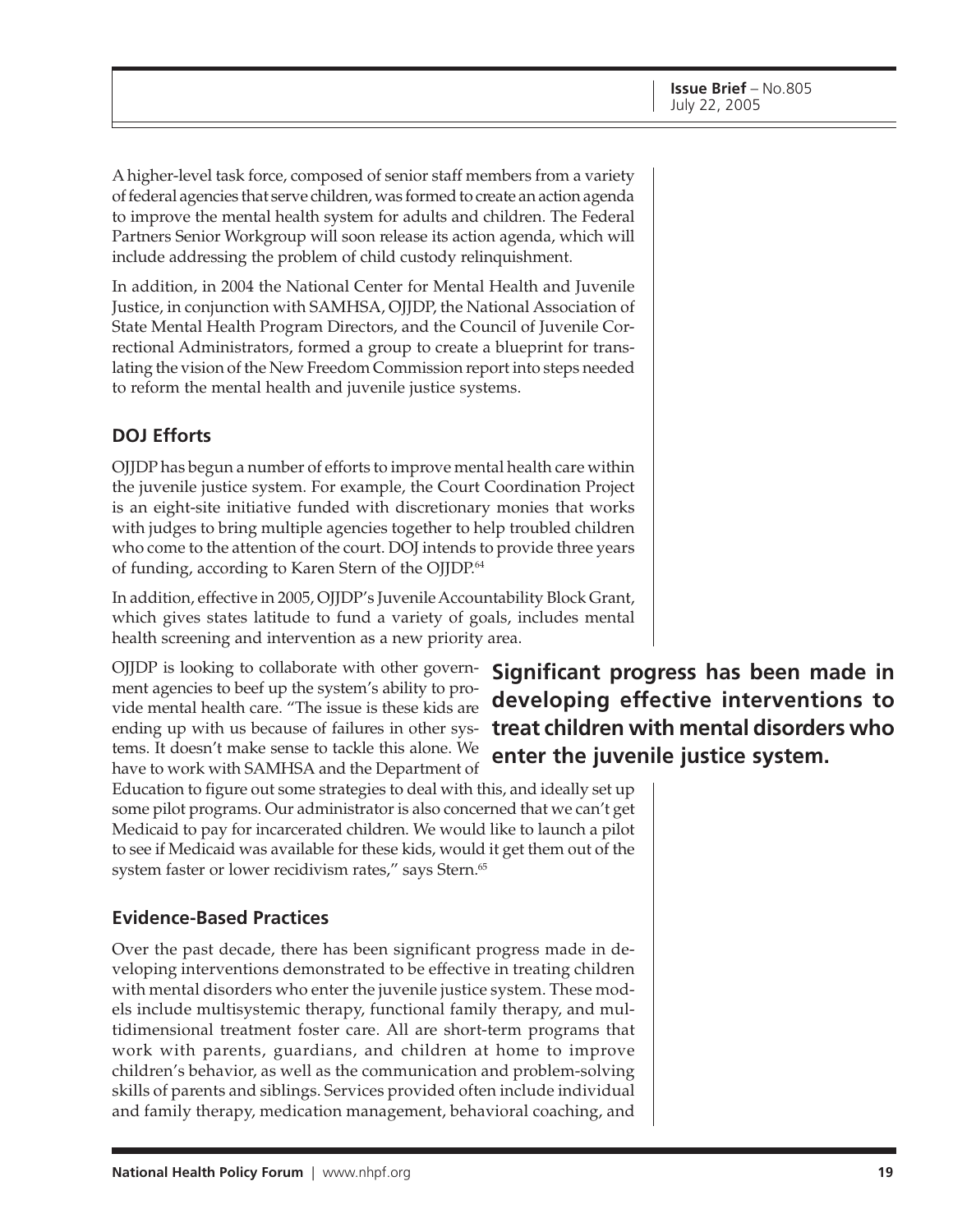A higher-level task force, composed of senior staff members from a variety of federal agencies that serve children, was formed to create an action agenda to improve the mental health system for adults and children. The Federal Partners Senior Workgroup will soon release its action agenda, which will include addressing the problem of child custody relinquishment.

In addition, in 2004 the National Center for Mental Health and Juvenile Justice, in conjunction with SAMHSA, OJJDP, the National Association of State Mental Health Program Directors, and the Council of Juvenile Correctional Administrators, formed a group to create a blueprint for translating the vision of the New Freedom Commission report into steps needed to reform the mental health and juvenile justice systems.

## DOJ Efforts

OJJDP has begun a number of efforts to improve mental health care within the juvenile justice system. For example, the Court Coordination Project is an eight-site initiative funded with discretionary monies that works with judges to bring multiple agencies together to help troubled children who come to the attention of the court. DOJ intends to provide three years of funding, according to Karen Stern of the OJJDP.[64]

In addition, effective in 2005, OJJDP's Juvenile Accountability Block Grant, which gives states latitude to fund a variety of goals, includes mental health screening and intervention as a new priority area.

OJJDP is looking to collaborate with other government agencies to beef up the system's ability to provide mental health care. "The issue is these kids are ending up with us because of failures in other systems. It doesn't make sense to tackle this alone. We have to work with SAMHSA and the Department of Education to figure out some strategies to deal with this, and ideally set up some pilot programs. Our administrator is also concerned that we can't get Medicaid to pay for incarcerated children. We would like to launch a pilot to see if Medicaid was available for these kids, would it get them out of the system faster or lower recidivism rates," says Stern.[65]

**Significant progress has been made in developing effective interventions to treat children with mental disorders who enter the juvenile justice system.**

## Evidence-Based Practices

Over the past decade, there has been significant progress made in developing interventions demonstrated to be effective in treating children with mental disorders who enter the juvenile justice system. These models include multisystemic therapy, functional family therapy, and multidimensional treatment foster care. All are short-term programs that work with parents, guardians, and children at home to improve children's behavior, as well as the communication and problem-solving skills of parents and siblings. Services provided often include individual and family therapy, medication management, behavioral coaching, and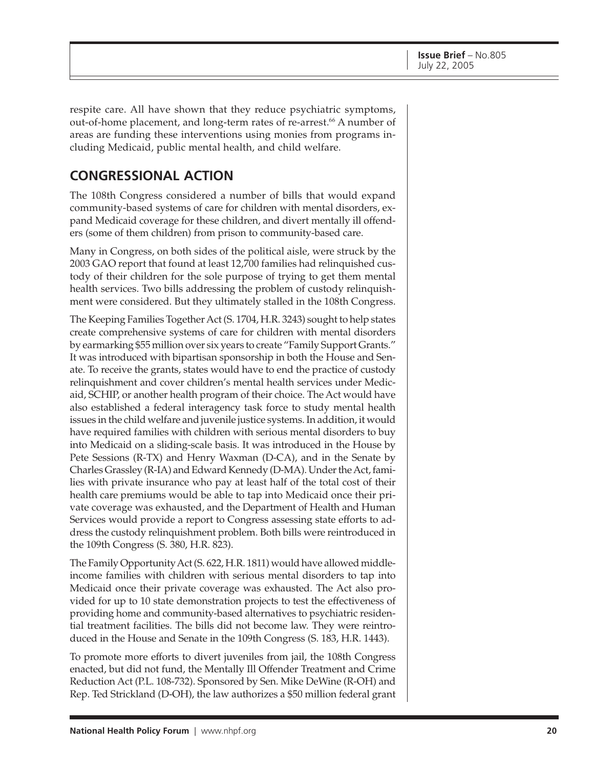respite care. All have shown that they reduce psychiatric symptoms, out-of-home placement, and long-term rates of re-arrest.[66] A number of areas are funding these interventions using monies from programs including Medicaid, public mental health, and child welfare.

## CONGRESSIONAL ACTION

The 108th Congress considered a number of bills that would expand community-based systems of care for children with mental disorders, expand Medicaid coverage for these children, and divert mentally ill offenders (some of them children) from prison to community-based care.

Many in Congress, on both sides of the political aisle, were struck by the 2003 GAO report that found at least 12,700 families had relinquished custody of their children for the sole purpose of trying to get them mental health services. Two bills addressing the problem of custody relinquishment were considered. But they ultimately stalled in the 108th Congress.

The Keeping Families Together Act (S. 1704, H.R. 3243) sought to help states create comprehensive systems of care for children with mental disorders by earmarking $55 million over six years to create "Family Support Grants." It was introduced with bipartisan sponsorship in both the House and Senate. To receive the grants, states would have to end the practice of custody relinquishment and cover children's mental health services under Medicaid, SCHIP, or another health program of their choice. The Act would have also established a federal interagency task force to study mental health issues in the child welfare and juvenile justice systems. In addition, it would have required families with children with serious mental disorders to buy into Medicaid on a sliding-scale basis. It was introduced in the House by Pete Sessions (R-TX) and Henry Waxman (D-CA), and in the Senate by Charles Grassley (R-IA) and Edward Kennedy (D-MA). Under the Act, families with private insurance who pay at least half of the total cost of their health care premiums would be able to tap into Medicaid once their private coverage was exhausted, and the Department of Health and Human Services would provide a report to Congress assessing state efforts to address the custody relinquishment problem. Both bills were reintroduced in the 109th Congress (S. 380, H.R. 823).

The Family Opportunity Act (S. 622, H.R. 1811) would have allowed middle-income families with children with serious mental disorders to tap into Medicaid once their private coverage was exhausted. The Act also provided for up to 10 state demonstration projects to test the effectiveness of providing home and community-based alternatives to psychiatric residential treatment facilities. The bills did not become law. They were reintroduced in the House and Senate in the 109th Congress (S. 183, H.R. 1443).

To promote more efforts to divert juveniles from jail, the 108th Congress enacted, but did not fund, the Mentally Ill Offender Treatment and Crime Reduction Act (P.L. 108-732). Sponsored by Sen. Mike DeWine (R-OH) and Rep. Ted Strickland (D-OH), the law authorizes a $50 million federal grant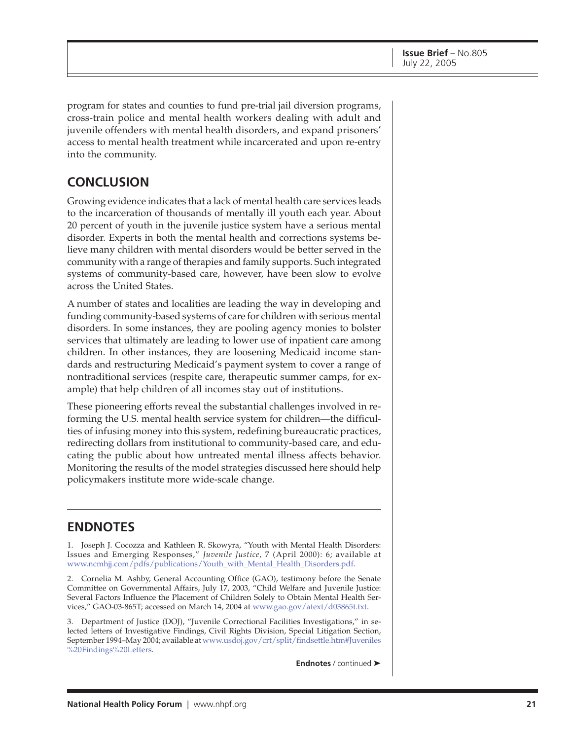program for states and counties to fund pre-trial jail diversion programs, cross-train police and mental health workers dealing with adult and juvenile offenders with mental health disorders, and expand prisoners' access to mental health treatment while incarcerated and upon re-entry into the community.

## CONCLUSION

Growing evidence indicates that a lack of mental health care services leads to the incarceration of thousands of mentally ill youth each year. About 20 percent of youth in the juvenile justice system have a serious mental disorder. Experts in both the mental health and corrections systems believe many children with mental disorders would be better served in the community with a range of therapies and family supports. Such integrated systems of community-based care, however, have been slow to evolve across the United States.

A number of states and localities are leading the way in developing and funding community-based systems of care for children with serious mental disorders. In some instances, they are pooling agency monies to bolster services that ultimately are leading to lower use of inpatient care among children. In other instances, they are loosening Medicaid income standards and restructuring Medicaid's payment system to cover a range of nontraditional services (respite care, therapeutic summer camps, for example) that help children of all incomes stay out of institutions.

These pioneering efforts reveal the substantial challenges involved in reforming the U.S. mental health service system for children—the difficulties of infusing money into this system, redefining bureaucratic practices, redirecting dollars from institutional to community-based care, and educating the public about how untreated mental illness affects behavior. Monitoring the results of the model strategies discussed here should help policymakers institute more wide-scale change.

## ENDNOTES

1. Joseph J. Cocozza and Kathleen R. Skowyra, "Youth with Mental Health Disorders: Issues and Emerging Responses," *Juvenile Justice*, 7 (April 2000): 6; available at www.ncmhjj.com/pdfs/publications/Youth_with_Mental_Health_Disorders.pdf.

2. Cornelia M. Ashby, General Accounting Office (GAO), testimony before the Senate Committee on Governmental Affairs, July 17, 2003, "Child Welfare and Juvenile Justice: Several Factors Influence the Placement of Children Solely to Obtain Mental Health Services," GAO-03-865T; accessed on March 14, 2004 at www.gao.gov/atext/d03865t.txt.

3. Department of Justice (DOJ), "Juvenile Correctional Facilities Investigations," in selected letters of Investigative Findings, Civil Rights Division, Special Litigation Section, September 1994–May 2004; available at www.usdoj.gov/crt/split/findsettle.htm#Juveniles%20Findings%20Letters.

**Endnotes** / continued ➤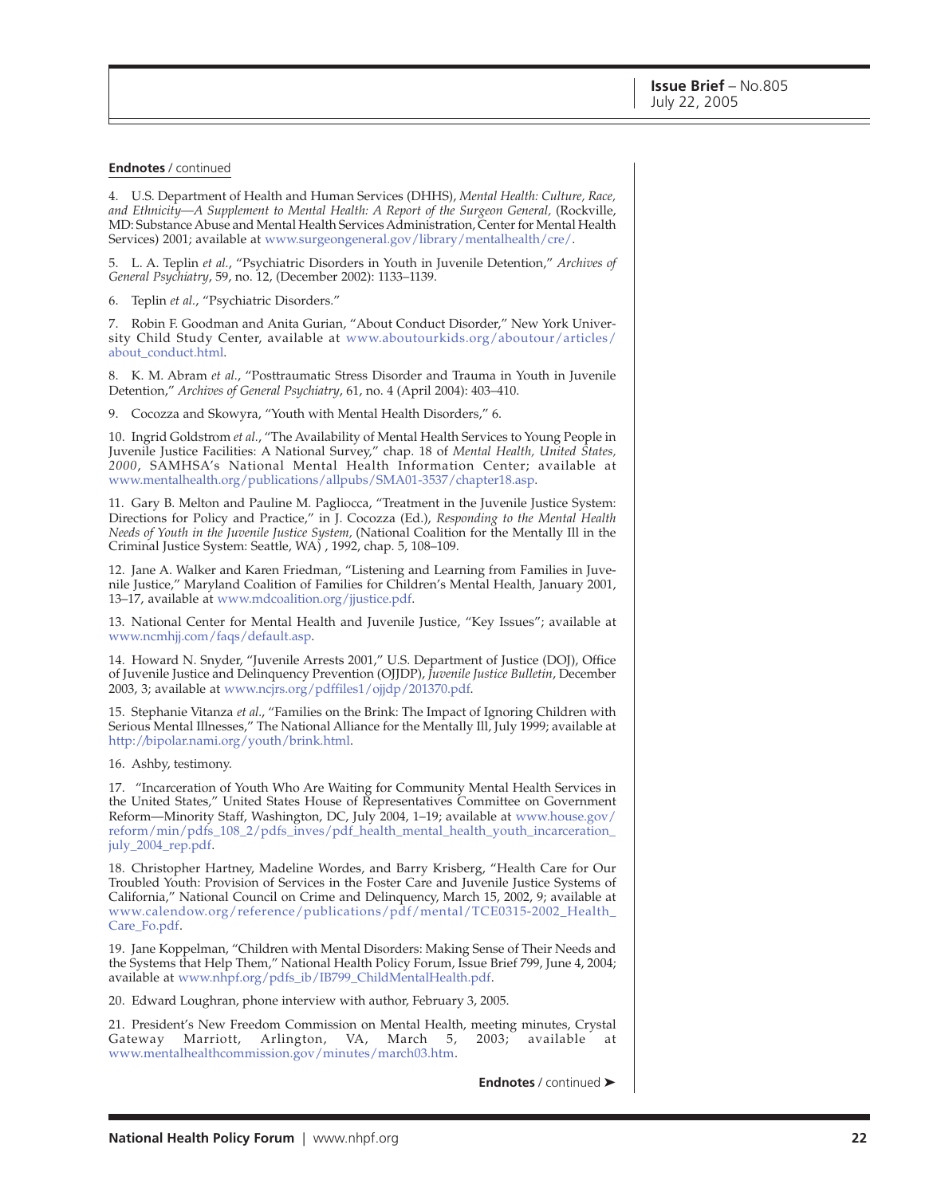**Endnotes** / continued

4. U.S. Department of Health and Human Services (DHHS), *Mental Health: Culture, Race, and Ethnicity—A Supplement to Mental Health: A Report of the Surgeon General,* (Rockville, MD: Substance Abuse and Mental Health Services Administration, Center for Mental Health Services) 2001; available at www.surgeongeneral.gov/library/mentalhealth/cre/.

5. L. A. Teplin *et al.*, "Psychiatric Disorders in Youth in Juvenile Detention," *Archives of General Psychiatry*, 59, no. 12, (December 2002): 1133–1139.

6. Teplin *et al.*, "Psychiatric Disorders."

7. Robin F. Goodman and Anita Gurian, "About Conduct Disorder," New York University Child Study Center, available at www.aboutourkids.org/aboutour/articles/about_conduct.html.

8. K. M. Abram *et al.*, "Posttraumatic Stress Disorder and Trauma in Youth in Juvenile Detention," *Archives of General Psychiatry*, 61, no. 4 (April 2004): 403–410.

9. Cocozza and Skowyra, "Youth with Mental Health Disorders," 6.

10. Ingrid Goldstrom *et al.*, "The Availability of Mental Health Services to Young People in Juvenile Justice Facilities: A National Survey," chap. 18 of *Mental Health, United States, 2000*, SAMHSA's National Mental Health Information Center; available at www.mentalhealth.org/publications/allpubs/SMA01-3537/chapter18.asp.

11. Gary B. Melton and Pauline M. Pagliocca, "Treatment in the Juvenile Justice System: Directions for Policy and Practice," in J. Cocozza (Ed.), *Responding to the Mental Health Needs of Youth in the Juvenile Justice System,* (National Coalition for the Mentally Ill in the Criminal Justice System: Seattle, WA) , 1992, chap. 5, 108–109.

12. Jane A. Walker and Karen Friedman, "Listening and Learning from Families in Juvenile Justice," Maryland Coalition of Families for Children's Mental Health, January 2001, 13–17, available at www.mdcoalition.org/jjustice.pdf.

13. National Center for Mental Health and Juvenile Justice, "Key Issues"; available at www.ncmhjj.com/faqs/default.asp.

14. Howard N. Snyder, "Juvenile Arrests 2001," U.S. Department of Justice (DOJ), Office of Juvenile Justice and Delinquency Prevention (OJJDP), *Juvenile Justice Bulletin*, December 2003, 3; available at www.ncjrs.org/pdffiles1/ojjdp/201370.pdf.

15. Stephanie Vitanza *et al.*, "Families on the Brink: The Impact of Ignoring Children with Serious Mental Illnesses," The National Alliance for the Mentally Ill, July 1999; available at http://bipolar.nami.org/youth/brink.html.

16. Ashby, testimony.

17. "Incarceration of Youth Who Are Waiting for Community Mental Health Services in the United States," United States House of Representatives Committee on Government Reform—Minority Staff, Washington, DC, July 2004, 1–19; available at www.house.gov/reform/min/pdfs_108_2/pdfs_inves/pdf_health_mental_health_youth_incarceration_july_2004_rep.pdf.

18. Christopher Hartney, Madeline Wordes, and Barry Krisberg, "Health Care for Our Troubled Youth: Provision of Services in the Foster Care and Juvenile Justice Systems of California," National Council on Crime and Delinquency, March 15, 2002, 9; available at www.calendow.org/reference/publications/pdf/mental/TCE0315-2002_Health_Care_Fo.pdf.

19. Jane Koppelman, "Children with Mental Disorders: Making Sense of Their Needs and the Systems that Help Them," National Health Policy Forum, Issue Brief 799, June 4, 2004; available at www.nhpf.org/pdfs_ib/IB799_ChildMentalHealth.pdf.

20. Edward Loughran, phone interview with author, February 3, 2005.

21. President's New Freedom Commission on Mental Health, meeting minutes, Crystal Gateway Marriott, Arlington, VA, March 5, 2003; available at www.mentalhealthcommission.gov/minutes/march03.htm.

**Endnotes** / continued ➤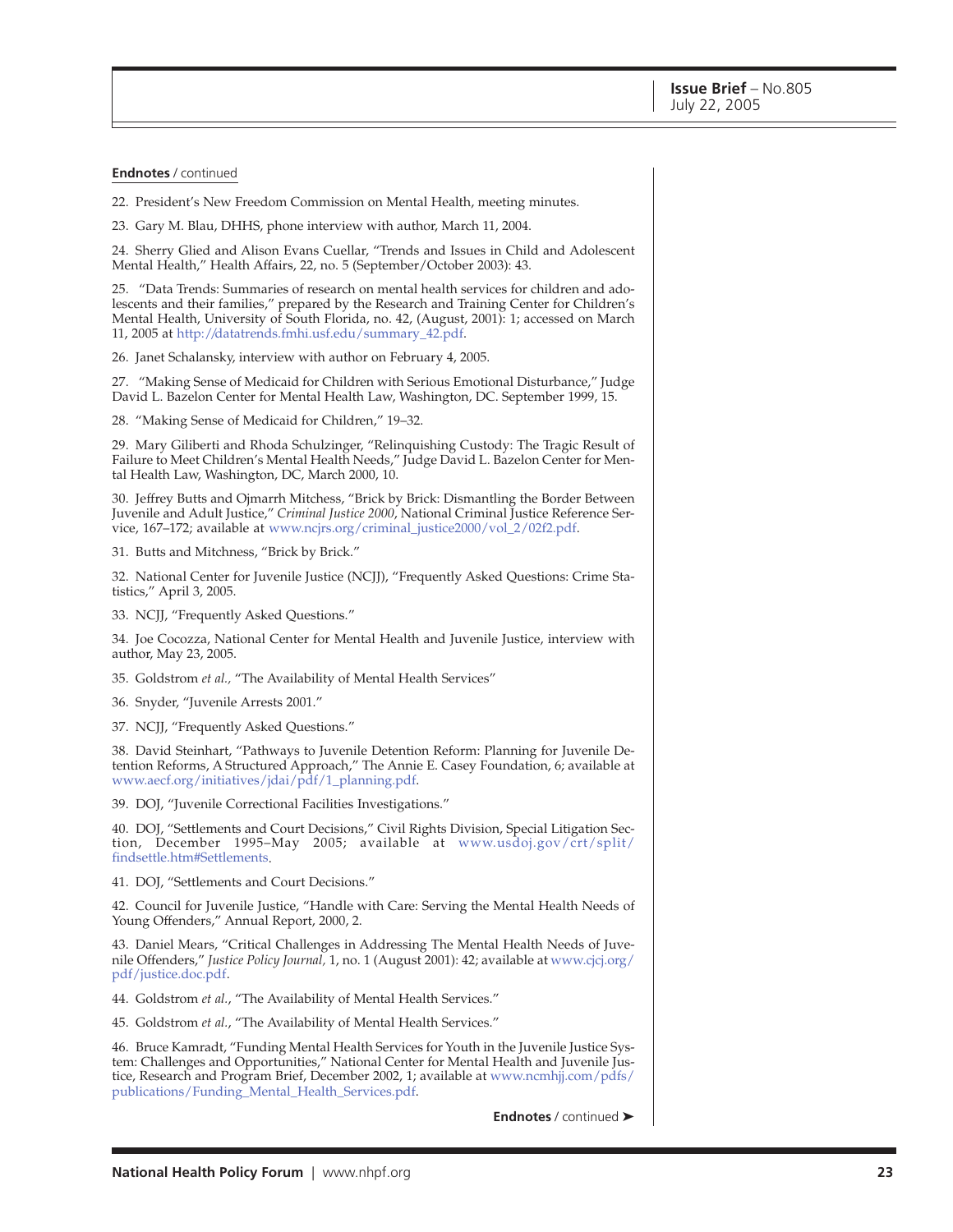**Endnotes** / continued

22. President's New Freedom Commission on Mental Health, meeting minutes.

23. Gary M. Blau, DHHS, phone interview with author, March 11, 2004.

24. Sherry Glied and Alison Evans Cuellar, "Trends and Issues in Child and Adolescent Mental Health," Health Affairs, 22, no. 5 (September/October 2003): 43.

25. "Data Trends: Summaries of research on mental health services for children and adolescents and their families," prepared by the Research and Training Center for Children's Mental Health, University of South Florida, no. 42, (August, 2001): 1; accessed on March 11, 2005 at http://datatrends.fmhi.usf.edu/summary_42.pdf.

26. Janet Schalansky, interview with author on February 4, 2005.

27. "Making Sense of Medicaid for Children with Serious Emotional Disturbance," Judge David L. Bazelon Center for Mental Health Law, Washington, DC. September 1999, 15.

28. "Making Sense of Medicaid for Children," 19–32.

29. Mary Giliberti and Rhoda Schulzinger, "Relinquishing Custody: The Tragic Result of Failure to Meet Children's Mental Health Needs," Judge David L. Bazelon Center for Mental Health Law, Washington, DC, March 2000, 10.

30. Jeffrey Butts and Ojmarrh Mitchess, "Brick by Brick: Dismantling the Border Between Juvenile and Adult Justice," *Criminal Justice 2000*, National Criminal Justice Reference Service, 167–172; available at www.ncjrs.org/criminal_justice2000/vol_2/02f2.pdf.

31. Butts and Mitchness, "Brick by Brick."

32. National Center for Juvenile Justice (NCJJ), "Frequently Asked Questions: Crime Statistics," April 3, 2005.

33. NCJJ, "Frequently Asked Questions."

34. Joe Cocozza, National Center for Mental Health and Juvenile Justice, interview with author, May 23, 2005.

35. Goldstrom *et al.,* "The Availability of Mental Health Services"

36. Snyder, "Juvenile Arrests 2001."

37. NCJJ, "Frequently Asked Questions."

38. David Steinhart, "Pathways to Juvenile Detention Reform: Planning for Juvenile Detention Reforms, A Structured Approach," The Annie E. Casey Foundation, 6; available at www.aecf.org/initiatives/jdai/pdf/1_planning.pdf.

39. DOJ, "Juvenile Correctional Facilities Investigations."

40. DOJ, "Settlements and Court Decisions," Civil Rights Division, Special Litigation Section, December 1995–May 2005; available at www.usdoj.gov/crt/split/findsettle.htm#Settlements.

41. DOJ, "Settlements and Court Decisions."

42. Council for Juvenile Justice, "Handle with Care: Serving the Mental Health Needs of Young Offenders," Annual Report, 2000, 2.

43. Daniel Mears, "Critical Challenges in Addressing The Mental Health Needs of Juvenile Offenders," *Justice Policy Journal,* 1, no. 1 (August 2001): 42; available at www.cjcj.org/pdf/justice.doc.pdf.

44. Goldstrom *et al.*, "The Availability of Mental Health Services."

45. Goldstrom *et al.*, "The Availability of Mental Health Services."

46. Bruce Kamradt, "Funding Mental Health Services for Youth in the Juvenile Justice System: Challenges and Opportunities," National Center for Mental Health and Juvenile Justice, Research and Program Brief, December 2002, 1; available at www.ncmhjj.com/pdfs/publications/Funding_Mental_Health_Services.pdf.

**Endnotes** / continued ➤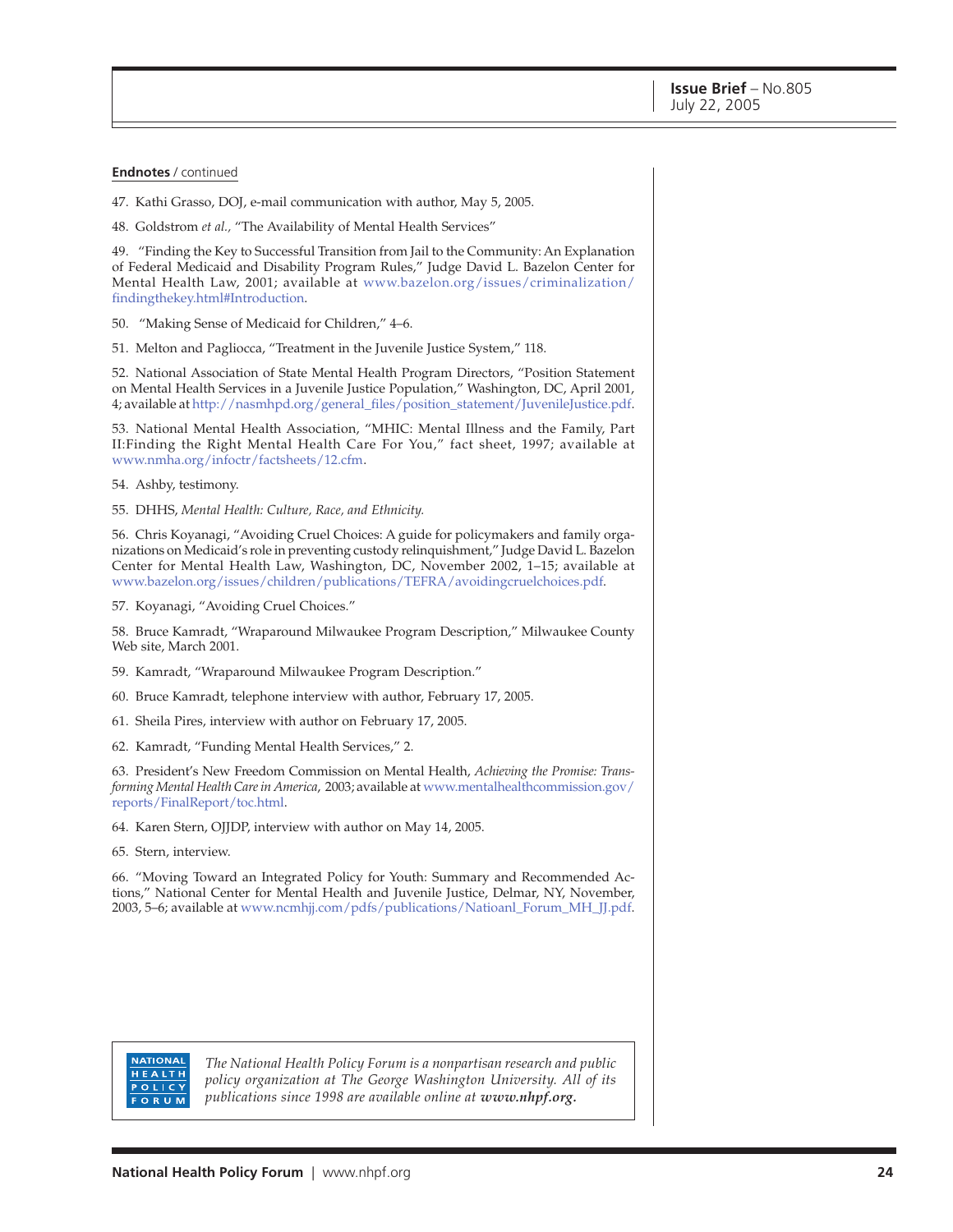**Endnotes** / continued

47. Kathi Grasso, DOJ, e-mail communication with author, May 5, 2005.

48. Goldstrom *et al.,* "The Availability of Mental Health Services"

49. "Finding the Key to Successful Transition from Jail to the Community: An Explanation of Federal Medicaid and Disability Program Rules," Judge David L. Bazelon Center for Mental Health Law, 2001; available at www.bazelon.org/issues/criminalization/findingthekey.html#Introduction.

50. "Making Sense of Medicaid for Children," 4–6.

51. Melton and Pagliocca, "Treatment in the Juvenile Justice System," 118.

52. National Association of State Mental Health Program Directors, "Position Statement on Mental Health Services in a Juvenile Justice Population," Washington, DC, April 2001, 4; available at http://nasmhpd.org/general_files/position_statement/JuvenileJustice.pdf.

53. National Mental Health Association, "MHIC: Mental Illness and the Family, Part II:Finding the Right Mental Health Care For You," fact sheet, 1997; available at www.nmha.org/infoctr/factsheets/12.cfm.

54. Ashby, testimony.

55. DHHS, *Mental Health: Culture, Race, and Ethnicity.*

56. Chris Koyanagi, "Avoiding Cruel Choices: A guide for policymakers and family organizations on Medicaid's role in preventing custody relinquishment," Judge David L. Bazelon Center for Mental Health Law, Washington, DC, November 2002, 1–15; available at www.bazelon.org/issues/children/publications/TEFRA/avoidingcruelchoices.pdf.

57. Koyanagi, "Avoiding Cruel Choices."

58. Bruce Kamradt, "Wraparound Milwaukee Program Description," Milwaukee County Web site, March 2001.

59. Kamradt, "Wraparound Milwaukee Program Description."

60. Bruce Kamradt, telephone interview with author, February 17, 2005.

61. Sheila Pires, interview with author on February 17, 2005.

62. Kamradt, "Funding Mental Health Services," 2.

63. President's New Freedom Commission on Mental Health, *Achieving the Promise: Transforming Mental Health Care in America,* 2003; available at www.mentalhealthcommission.gov/reports/FinalReport/toc.html.

64. Karen Stern, OJJDP, interview with author on May 14, 2005.

65. Stern, interview.

66. "Moving Toward an Integrated Policy for Youth: Summary and Recommended Actions," National Center for Mental Health and Juvenile Justice, Delmar, NY, November, 2003, 5–6; available at www.ncmhjj.com/pdfs/publications/Natioanl_Forum_MH_JJ.pdf.

NATIONAL HEALTH POLICY FORUM

*The National Health Policy Forum is a nonpartisan research and public policy organization at The George Washington University. All of its publications since 1998 are available online at* ***www.nhpf.org.***